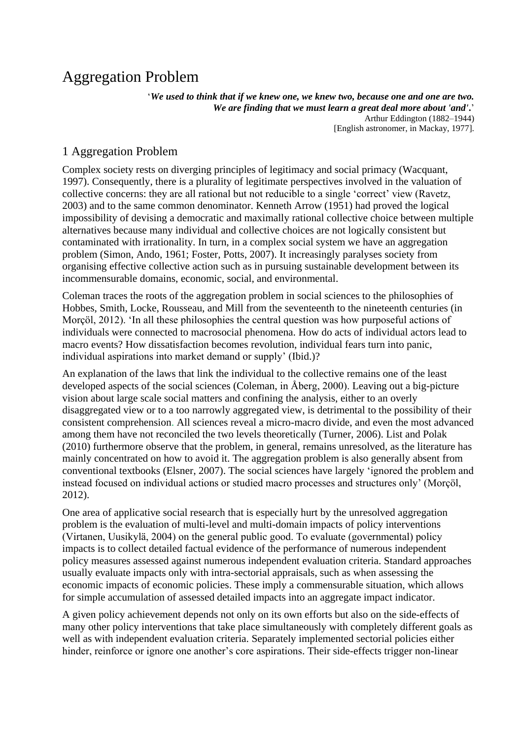# Aggregation Problem

'***We used to think that if we knew one, we knew two, because one and one are two. We are finding that we must learn a great deal more about 'and'.***'
Arthur Eddington (1882–1944)
[English astronomer, in Mackay, 1977].

## 1 Aggregation Problem

Complex society rests on diverging principles of legitimacy and social primacy (Wacquant, 1997). Consequently, there is a plurality of legitimate perspectives involved in the valuation of collective concerns: they are all rational but not reducible to a single 'correct' view (Ravetz, 2003) and to the same common denominator. Kenneth Arrow (1951) had proved the logical impossibility of devising a democratic and maximally rational collective choice between multiple alternatives because many individual and collective choices are not logically consistent but contaminated with irrationality. In turn, in a complex social system we have an aggregation problem (Simon, Ando, 1961; Foster, Potts, 2007). It increasingly paralyses society from organising effective collective action such as in pursuing sustainable development between its incommensurable domains, economic, social, and environmental.

Coleman traces the roots of the aggregation problem in social sciences to the philosophies of Hobbes, Smith, Locke, Rousseau, and Mill from the seventeenth to the nineteenth centuries (in Morçöl, 2012). 'In all these philosophies the central question was how purposeful actions of individuals were connected to macrosocial phenomena. How do acts of individual actors lead to macro events? How dissatisfaction becomes revolution, individual fears turn into panic, individual aspirations into market demand or supply' (Ibid.)?

An explanation of the laws that link the individual to the collective remains one of the least developed aspects of the social sciences (Coleman, in Åberg, 2000). Leaving out a big-picture vision about large scale social matters and confining the analysis, either to an overly disaggregated view or to a too narrowly aggregated view, is detrimental to the possibility of their consistent comprehension. All sciences reveal a micro-macro divide, and even the most advanced among them have not reconciled the two levels theoretically (Turner, 2006). List and Polak (2010) furthermore observe that the problem, in general, remains unresolved, as the literature has mainly concentrated on how to avoid it. The aggregation problem is also generally absent from conventional textbooks (Elsner, 2007). The social sciences have largely 'ignored the problem and instead focused on individual actions or studied macro processes and structures only' (Morçöl, 2012).

One area of applicative social research that is especially hurt by the unresolved aggregation problem is the evaluation of multi-level and multi-domain impacts of policy interventions (Virtanen, Uusikylä, 2004) on the general public good. To evaluate (governmental) policy impacts is to collect detailed factual evidence of the performance of numerous independent policy measures assessed against numerous independent evaluation criteria. Standard approaches usually evaluate impacts only with intra-sectorial appraisals, such as when assessing the economic impacts of economic policies. These imply a commensurable situation, which allows for simple accumulation of assessed detailed impacts into an aggregate impact indicator.

A given policy achievement depends not only on its own efforts but also on the side-effects of many other policy interventions that take place simultaneously with completely different goals as well as with independent evaluation criteria. Separately implemented sectorial policies either hinder, reinforce or ignore one another's core aspirations. Their side-effects trigger non-linear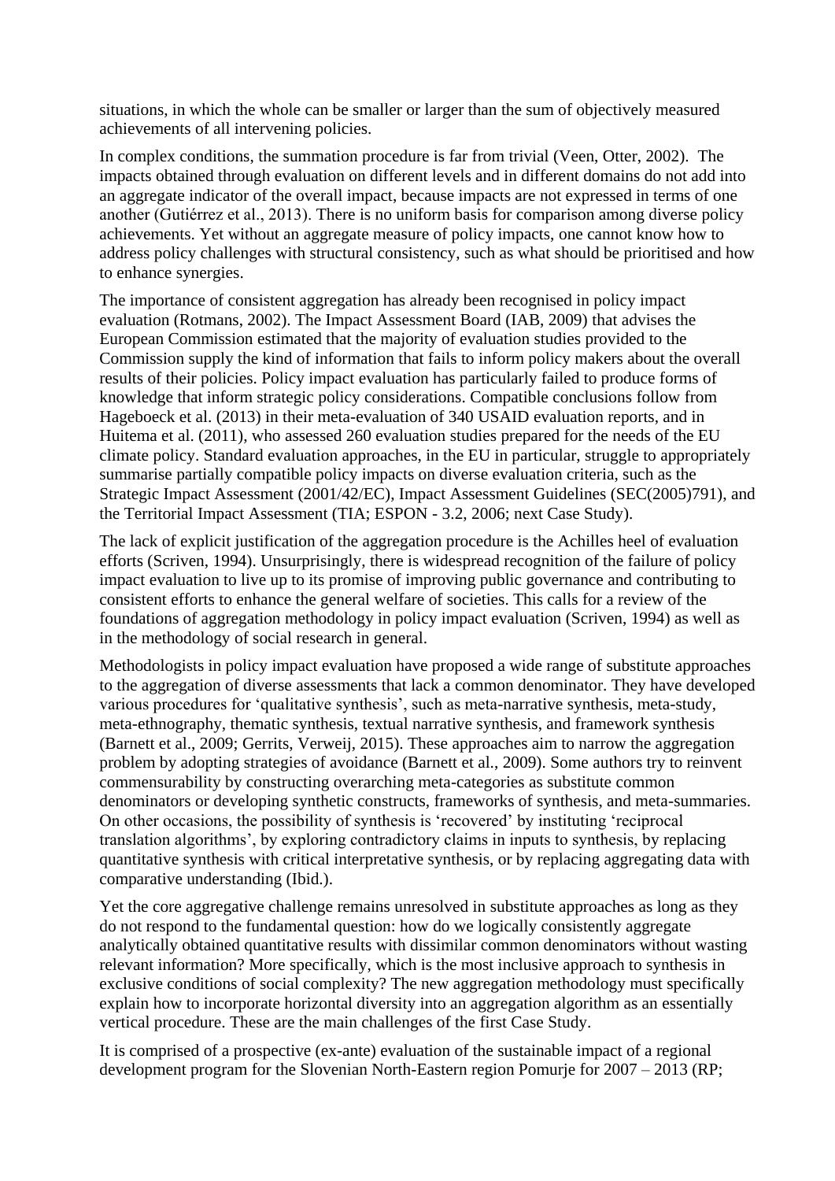situations, in which the whole can be smaller or larger than the sum of objectively measured achievements of all intervening policies.

In complex conditions, the summation procedure is far from trivial (Veen, Otter, 2002). The impacts obtained through evaluation on different levels and in different domains do not add into an aggregate indicator of the overall impact, because impacts are not expressed in terms of one another (Gutiérrez et al., 2013). There is no uniform basis for comparison among diverse policy achievements. Yet without an aggregate measure of policy impacts, one cannot know how to address policy challenges with structural consistency, such as what should be prioritised and how to enhance synergies.

The importance of consistent aggregation has already been recognised in policy impact evaluation (Rotmans, 2002). The Impact Assessment Board (IAB, 2009) that advises the European Commission estimated that the majority of evaluation studies provided to the Commission supply the kind of information that fails to inform policy makers about the overall results of their policies. Policy impact evaluation has particularly failed to produce forms of knowledge that inform strategic policy considerations. Compatible conclusions follow from Hageboeck et al. (2013) in their meta-evaluation of 340 USAID evaluation reports, and in Huitema et al. (2011), who assessed 260 evaluation studies prepared for the needs of the EU climate policy. Standard evaluation approaches, in the EU in particular, struggle to appropriately summarise partially compatible policy impacts on diverse evaluation criteria, such as the Strategic Impact Assessment (2001/42/EC), Impact Assessment Guidelines (SEC(2005)791), and the Territorial Impact Assessment (TIA; ESPON - 3.2, 2006; next Case Study).

The lack of explicit justification of the aggregation procedure is the Achilles heel of evaluation efforts (Scriven, 1994). Unsurprisingly, there is widespread recognition of the failure of policy impact evaluation to live up to its promise of improving public governance and contributing to consistent efforts to enhance the general welfare of societies. This calls for a review of the foundations of aggregation methodology in policy impact evaluation (Scriven, 1994) as well as in the methodology of social research in general.

Methodologists in policy impact evaluation have proposed a wide range of substitute approaches to the aggregation of diverse assessments that lack a common denominator. They have developed various procedures for 'qualitative synthesis', such as meta-narrative synthesis, meta-study, meta-ethnography, thematic synthesis, textual narrative synthesis, and framework synthesis (Barnett et al., 2009; Gerrits, Verweij, 2015). These approaches aim to narrow the aggregation problem by adopting strategies of avoidance (Barnett et al., 2009). Some authors try to reinvent commensurability by constructing overarching meta-categories as substitute common denominators or developing synthetic constructs, frameworks of synthesis, and meta-summaries. On other occasions, the possibility of synthesis is 'recovered' by instituting 'reciprocal translation algorithms', by exploring contradictory claims in inputs to synthesis, by replacing quantitative synthesis with critical interpretative synthesis, or by replacing aggregating data with comparative understanding (Ibid.).

Yet the core aggregative challenge remains unresolved in substitute approaches as long as they do not respond to the fundamental question: how do we logically consistently aggregate analytically obtained quantitative results with dissimilar common denominators without wasting relevant information? More specifically, which is the most inclusive approach to synthesis in exclusive conditions of social complexity? The new aggregation methodology must specifically explain how to incorporate horizontal diversity into an aggregation algorithm as an essentially vertical procedure. These are the main challenges of the first Case Study.

It is comprised of a prospective (ex-ante) evaluation of the sustainable impact of a regional development program for the Slovenian North-Eastern region Pomurje for 2007 – 2013 (RP;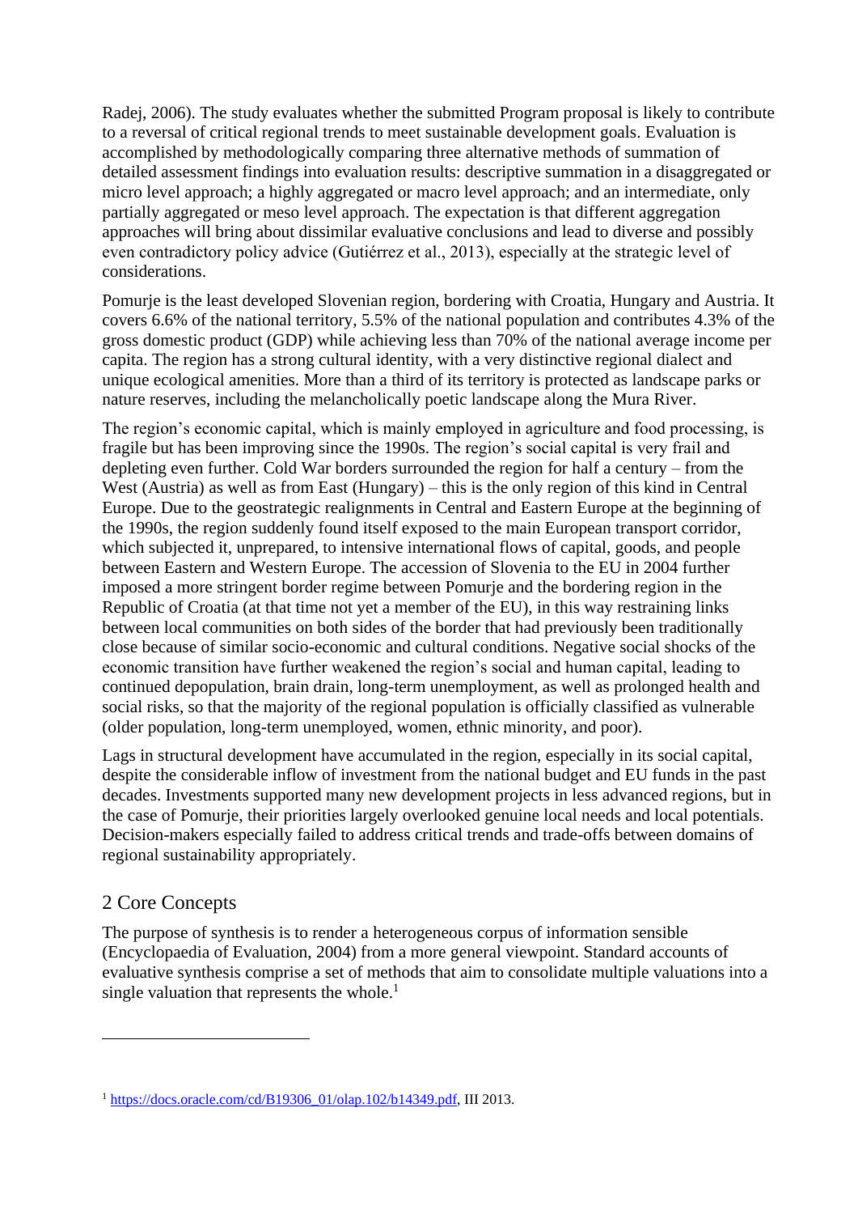Radej, 2006). The study evaluates whether the submitted Program proposal is likely to contribute to a reversal of critical regional trends to meet sustainable development goals. Evaluation is accomplished by methodologically comparing three alternative methods of summation of detailed assessment findings into evaluation results: descriptive summation in a disaggregated or micro level approach; a highly aggregated or macro level approach; and an intermediate, only partially aggregated or meso level approach. The expectation is that different aggregation approaches will bring about dissimilar evaluative conclusions and lead to diverse and possibly even contradictory policy advice (Gutiérrez et al., 2013), especially at the strategic level of considerations.

Pomurje is the least developed Slovenian region, bordering with Croatia, Hungary and Austria. It covers 6.6% of the national territory, 5.5% of the national population and contributes 4.3% of the gross domestic product (GDP) while achieving less than 70% of the national average income per capita. The region has a strong cultural identity, with a very distinctive regional dialect and unique ecological amenities. More than a third of its territory is protected as landscape parks or nature reserves, including the melancholically poetic landscape along the Mura River.

The region's economic capital, which is mainly employed in agriculture and food processing, is fragile but has been improving since the 1990s. The region's social capital is very frail and depleting even further. Cold War borders surrounded the region for half a century – from the West (Austria) as well as from East (Hungary) – this is the only region of this kind in Central Europe. Due to the geostrategic realignments in Central and Eastern Europe at the beginning of the 1990s, the region suddenly found itself exposed to the main European transport corridor, which subjected it, unprepared, to intensive international flows of capital, goods, and people between Eastern and Western Europe. The accession of Slovenia to the EU in 2004 further imposed a more stringent border regime between Pomurje and the bordering region in the Republic of Croatia (at that time not yet a member of the EU), in this way restraining links between local communities on both sides of the border that had previously been traditionally close because of similar socio-economic and cultural conditions. Negative social shocks of the economic transition have further weakened the region's social and human capital, leading to continued depopulation, brain drain, long-term unemployment, as well as prolonged health and social risks, so that the majority of the regional population is officially classified as vulnerable (older population, long-term unemployed, women, ethnic minority, and poor).

Lags in structural development have accumulated in the region, especially in its social capital, despite the considerable inflow of investment from the national budget and EU funds in the past decades. Investments supported many new development projects in less advanced regions, but in the case of Pomurje, their priorities largely overlooked genuine local needs and local potentials. Decision-makers especially failed to address critical trends and trade-offs between domains of regional sustainability appropriately.

## 2 Core Concepts

The purpose of synthesis is to render a heterogeneous corpus of information sensible (Encyclopaedia of Evaluation, 2004) from a more general viewpoint. Standard accounts of evaluative synthesis comprise a set of methods that aim to consolidate multiple valuations into a single valuation that represents the whole.[1]

---

[1] https://docs.oracle.com/cd/B19306_01/olap.102/b14349.pdf, III 2013.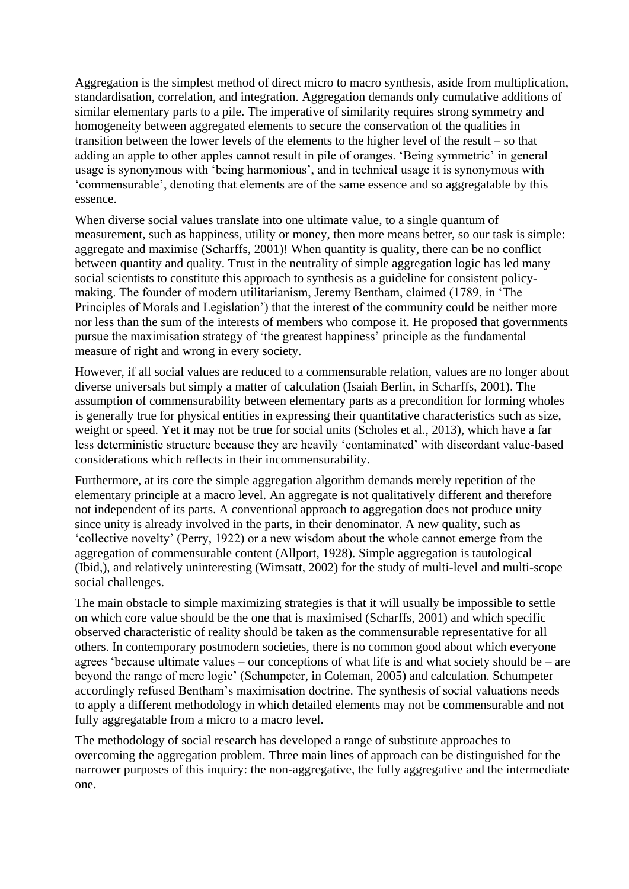Aggregation is the simplest method of direct micro to macro synthesis, aside from multiplication, standardisation, correlation, and integration. Aggregation demands only cumulative additions of similar elementary parts to a pile. The imperative of similarity requires strong symmetry and homogeneity between aggregated elements to secure the conservation of the qualities in transition between the lower levels of the elements to the higher level of the result – so that adding an apple to other apples cannot result in pile of oranges. 'Being symmetric' in general usage is synonymous with 'being harmonious', and in technical usage it is synonymous with 'commensurable', denoting that elements are of the same essence and so aggregatable by this essence.

When diverse social values translate into one ultimate value, to a single quantum of measurement, such as happiness, utility or money, then more means better, so our task is simple: aggregate and maximise (Scharffs, 2001)! When quantity is quality, there can be no conflict between quantity and quality. Trust in the neutrality of simple aggregation logic has led many social scientists to constitute this approach to synthesis as a guideline for consistent policy-making. The founder of modern utilitarianism, Jeremy Bentham, claimed (1789, in 'The Principles of Morals and Legislation') that the interest of the community could be neither more nor less than the sum of the interests of members who compose it. He proposed that governments pursue the maximisation strategy of 'the greatest happiness' principle as the fundamental measure of right and wrong in every society.

However, if all social values are reduced to a commensurable relation, values are no longer about diverse universals but simply a matter of calculation (Isaiah Berlin, in Scharffs, 2001). The assumption of commensurability between elementary parts as a precondition for forming wholes is generally true for physical entities in expressing their quantitative characteristics such as size, weight or speed. Yet it may not be true for social units (Scholes et al., 2013), which have a far less deterministic structure because they are heavily 'contaminated' with discordant value-based considerations which reflects in their incommensurability.

Furthermore, at its core the simple aggregation algorithm demands merely repetition of the elementary principle at a macro level. An aggregate is not qualitatively different and therefore not independent of its parts. A conventional approach to aggregation does not produce unity since unity is already involved in the parts, in their denominator. A new quality, such as 'collective novelty' (Perry, 1922) or a new wisdom about the whole cannot emerge from the aggregation of commensurable content (Allport, 1928). Simple aggregation is tautological (Ibid,), and relatively uninteresting (Wimsatt, 2002) for the study of multi-level and multi-scope social challenges.

The main obstacle to simple maximizing strategies is that it will usually be impossible to settle on which core value should be the one that is maximised (Scharffs, 2001) and which specific observed characteristic of reality should be taken as the commensurable representative for all others. In contemporary postmodern societies, there is no common good about which everyone agrees 'because ultimate values – our conceptions of what life is and what society should be – are beyond the range of mere logic' (Schumpeter, in Coleman, 2005) and calculation. Schumpeter accordingly refused Bentham's maximisation doctrine. The synthesis of social valuations needs to apply a different methodology in which detailed elements may not be commensurable and not fully aggregatable from a micro to a macro level.

The methodology of social research has developed a range of substitute approaches to overcoming the aggregation problem. Three main lines of approach can be distinguished for the narrower purposes of this inquiry: the non-aggregative, the fully aggregative and the intermediate one.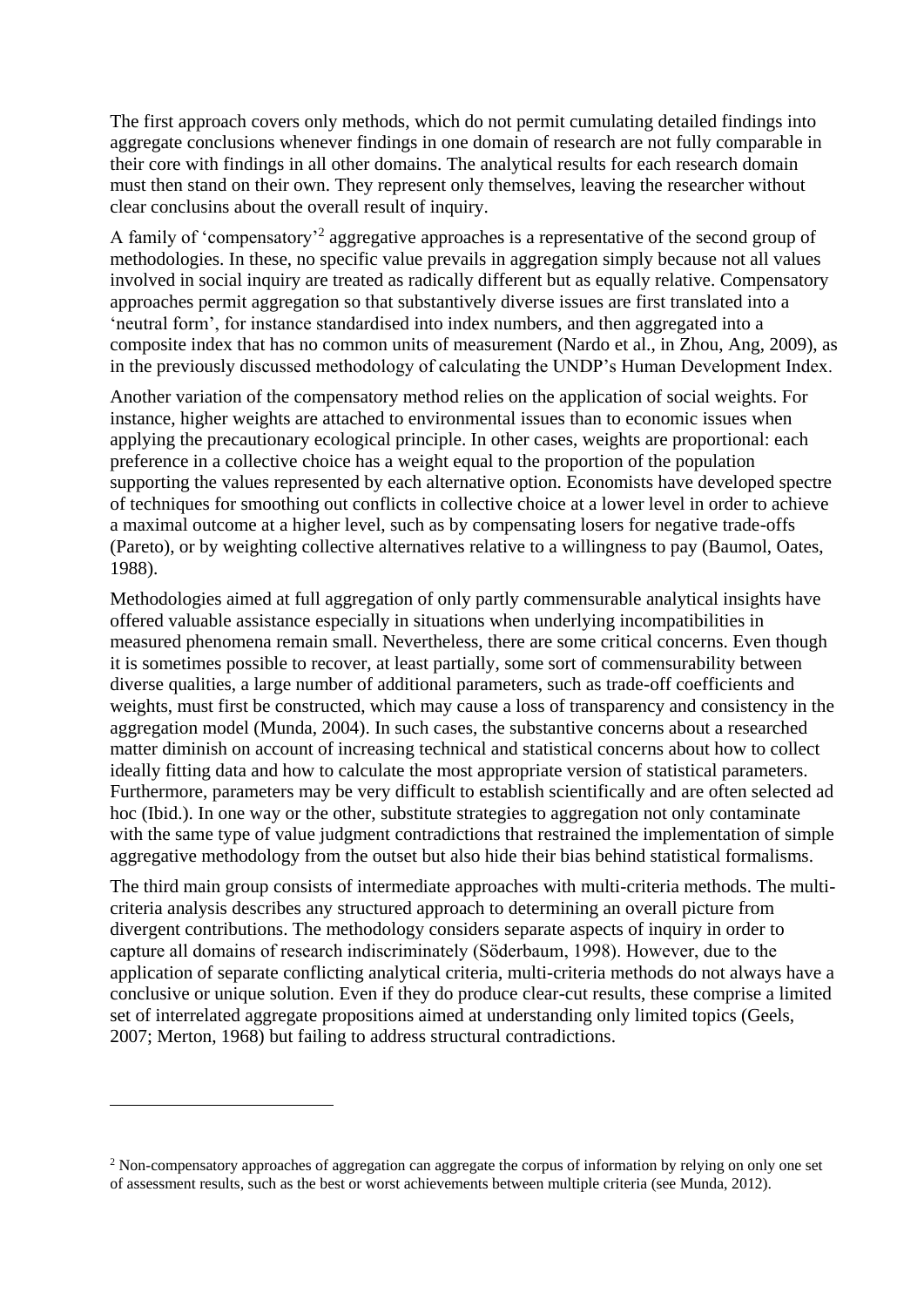The first approach covers only methods, which do not permit cumulating detailed findings into aggregate conclusions whenever findings in one domain of research are not fully comparable in their core with findings in all other domains. The analytical results for each research domain must then stand on their own. They represent only themselves, leaving the researcher without clear conclusins about the overall result of inquiry.

A family of 'compensatory'[2] aggregative approaches is a representative of the second group of methodologies. In these, no specific value prevails in aggregation simply because not all values involved in social inquiry are treated as radically different but as equally relative. Compensatory approaches permit aggregation so that substantively diverse issues are first translated into a 'neutral form', for instance standardised into index numbers, and then aggregated into a composite index that has no common units of measurement (Nardo et al., in Zhou, Ang, 2009), as in the previously discussed methodology of calculating the UNDP's Human Development Index.

Another variation of the compensatory method relies on the application of social weights. For instance, higher weights are attached to environmental issues than to economic issues when applying the precautionary ecological principle. In other cases, weights are proportional: each preference in a collective choice has a weight equal to the proportion of the population supporting the values represented by each alternative option. Economists have developed spectre of techniques for smoothing out conflicts in collective choice at a lower level in order to achieve a maximal outcome at a higher level, such as by compensating losers for negative trade-offs (Pareto), or by weighting collective alternatives relative to a willingness to pay (Baumol, Oates, 1988).

Methodologies aimed at full aggregation of only partly commensurable analytical insights have offered valuable assistance especially in situations when underlying incompatibilities in measured phenomena remain small. Nevertheless, there are some critical concerns. Even though it is sometimes possible to recover, at least partially, some sort of commensurability between diverse qualities, a large number of additional parameters, such as trade-off coefficients and weights, must first be constructed, which may cause a loss of transparency and consistency in the aggregation model (Munda, 2004). In such cases, the substantive concerns about a researched matter diminish on account of increasing technical and statistical concerns about how to collect ideally fitting data and how to calculate the most appropriate version of statistical parameters. Furthermore, parameters may be very difficult to establish scientifically and are often selected ad hoc (Ibid.). In one way or the other, substitute strategies to aggregation not only contaminate with the same type of value judgment contradictions that restrained the implementation of simple aggregative methodology from the outset but also hide their bias behind statistical formalisms.

The third main group consists of intermediate approaches with multi-criteria methods. The multi-criteria analysis describes any structured approach to determining an overall picture from divergent contributions. The methodology considers separate aspects of inquiry in order to capture all domains of research indiscriminately (Söderbaum, 1998). However, due to the application of separate conflicting analytical criteria, multi-criteria methods do not always have a conclusive or unique solution. Even if they do produce clear-cut results, these comprise a limited set of interrelated aggregate propositions aimed at understanding only limited topics (Geels, 2007; Merton, 1968) but failing to address structural contradictions.

---

[2] Non-compensatory approaches of aggregation can aggregate the corpus of information by relying on only one set of assessment results, such as the best or worst achievements between multiple criteria (see Munda, 2012).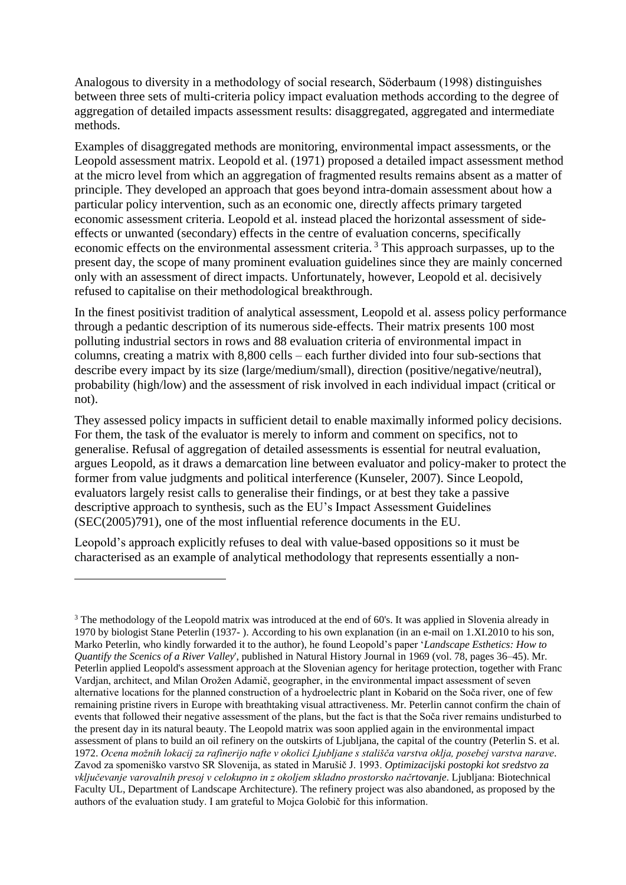Analogous to diversity in a methodology of social research, Söderbaum (1998) distinguishes between three sets of multi-criteria policy impact evaluation methods according to the degree of aggregation of detailed impacts assessment results: disaggregated, aggregated and intermediate methods.

Examples of disaggregated methods are monitoring, environmental impact assessments, or the Leopold assessment matrix. Leopold et al. (1971) proposed a detailed impact assessment method at the micro level from which an aggregation of fragmented results remains absent as a matter of principle. They developed an approach that goes beyond intra-domain assessment about how a particular policy intervention, such as an economic one, directly affects primary targeted economic assessment criteria. Leopold et al. instead placed the horizontal assessment of side-effects or unwanted (secondary) effects in the centre of evaluation concerns, specifically economic effects on the environmental assessment criteria.[3] This approach surpasses, up to the present day, the scope of many prominent evaluation guidelines since they are mainly concerned only with an assessment of direct impacts. Unfortunately, however, Leopold et al. decisively refused to capitalise on their methodological breakthrough.

In the finest positivist tradition of analytical assessment, Leopold et al. assess policy performance through a pedantic description of its numerous side-effects. Their matrix presents 100 most polluting industrial sectors in rows and 88 evaluation criteria of environmental impact in columns, creating a matrix with 8,800 cells – each further divided into four sub-sections that describe every impact by its size (large/medium/small), direction (positive/negative/neutral), probability (high/low) and the assessment of risk involved in each individual impact (critical or not).

They assessed policy impacts in sufficient detail to enable maximally informed policy decisions. For them, the task of the evaluator is merely to inform and comment on specifics, not to generalise. Refusal of aggregation of detailed assessments is essential for neutral evaluation, argues Leopold, as it draws a demarcation line between evaluator and policy-maker to protect the former from value judgments and political interference (Kunseler, 2007). Since Leopold, evaluators largely resist calls to generalise their findings, or at best they take a passive descriptive approach to synthesis, such as the EU's Impact Assessment Guidelines (SEC(2005)791), one of the most influential reference documents in the EU.

Leopold's approach explicitly refuses to deal with value-based oppositions so it must be characterised as an example of analytical methodology that represents essentially a non-

---

[3] The methodology of the Leopold matrix was introduced at the end of 60's. It was applied in Slovenia already in 1970 by biologist Stane Peterlin (1937- ). According to his own explanation (in an e-mail on 1.XI.2010 to his son, Marko Peterlin, who kindly forwarded it to the author), he found Leopold's paper '*Landscape Esthetics: How to Quantify the Scenics of a River Valley*', published in Natural History Journal in 1969 (vol. 78, pages 36–45). Mr. Peterlin applied Leopold's assessment approach at the Slovenian agency for heritage protection, together with Franc Vardjan, architect, and Milan Orožen Adamič, geographer, in the environmental impact assessment of seven alternative locations for the planned construction of a hydroelectric plant in Kobarid on the Soča river, one of few remaining pristine rivers in Europe with breathtaking visual attractiveness. Mr. Peterlin cannot confirm the chain of events that followed their negative assessment of the plans, but the fact is that the Soča river remains undisturbed to the present day in its natural beauty. The Leopold matrix was soon applied again in the environmental impact assessment of plans to build an oil refinery on the outskirts of Ljubljana, the capital of the country (Peterlin S. et al. 1972. *Ocena možnih lokacij za rafinerijo nafte v okolici Ljubljane s stališča varstva oklja, posebej varstva narave*. Zavod za spomeniško varstvo SR Slovenija, as stated in Marušič J. 1993. *Optimizacijski postopki kot sredstvo za vključevanje varovalnih presoj v celokupno in z okoljem skladno prostorsko načrtovanje*. Ljubljana: Biotechnical Faculty UL, Department of Landscape Architecture). The refinery project was also abandoned, as proposed by the authors of the evaluation study. I am grateful to Mojca Golobič for this information.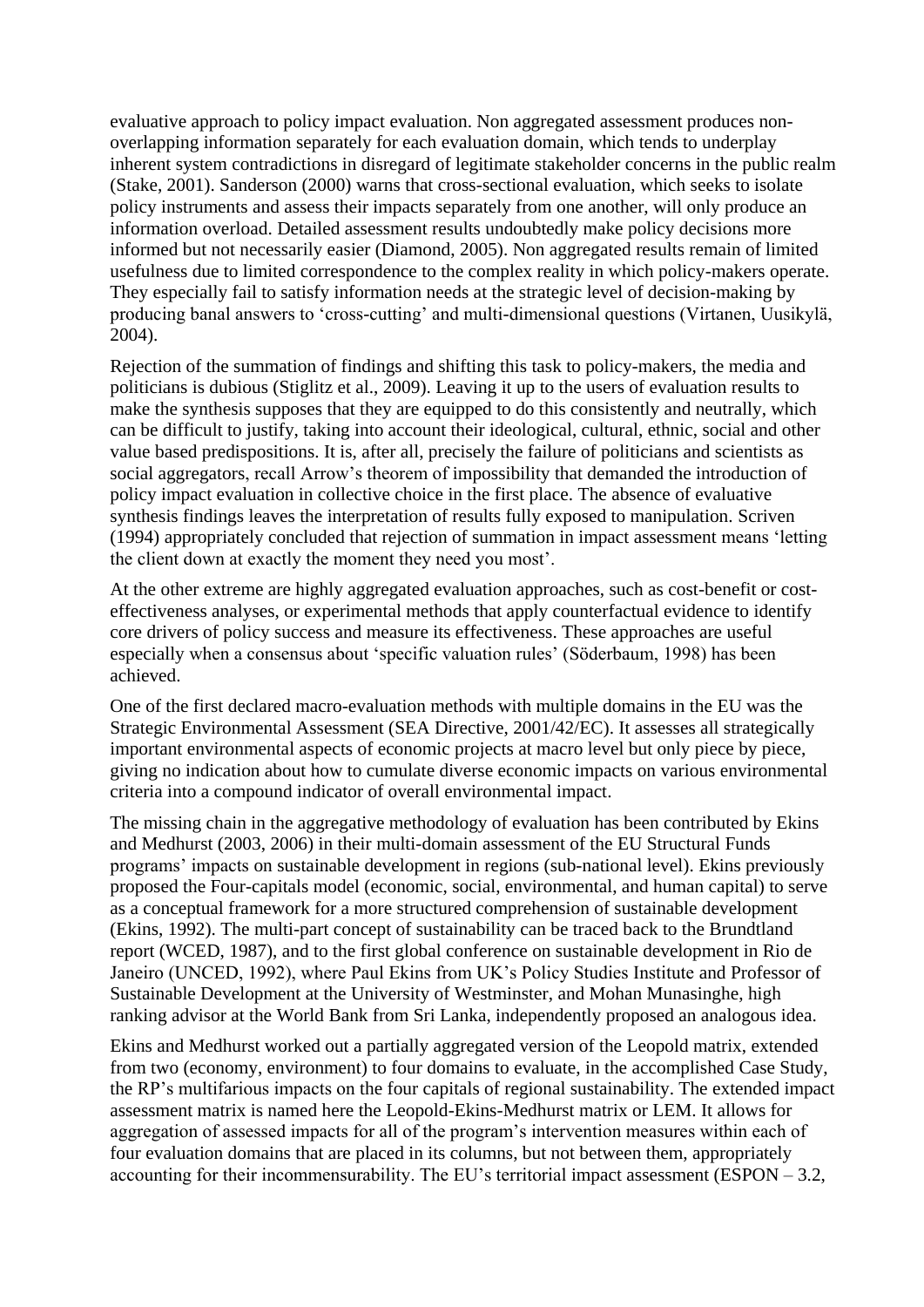evaluative approach to policy impact evaluation. Non aggregated assessment produces non-overlapping information separately for each evaluation domain, which tends to underplay inherent system contradictions in disregard of legitimate stakeholder concerns in the public realm (Stake, 2001). Sanderson (2000) warns that cross-sectional evaluation, which seeks to isolate policy instruments and assess their impacts separately from one another, will only produce an information overload. Detailed assessment results undoubtedly make policy decisions more informed but not necessarily easier (Diamond, 2005). Non aggregated results remain of limited usefulness due to limited correspondence to the complex reality in which policy-makers operate. They especially fail to satisfy information needs at the strategic level of decision-making by producing banal answers to 'cross-cutting' and multi-dimensional questions (Virtanen, Uusikylä, 2004).

Rejection of the summation of findings and shifting this task to policy-makers, the media and politicians is dubious (Stiglitz et al., 2009). Leaving it up to the users of evaluation results to make the synthesis supposes that they are equipped to do this consistently and neutrally, which can be difficult to justify, taking into account their ideological, cultural, ethnic, social and other value based predispositions. It is, after all, precisely the failure of politicians and scientists as social aggregators, recall Arrow's theorem of impossibility that demanded the introduction of policy impact evaluation in collective choice in the first place. The absence of evaluative synthesis findings leaves the interpretation of results fully exposed to manipulation. Scriven (1994) appropriately concluded that rejection of summation in impact assessment means 'letting the client down at exactly the moment they need you most'.

At the other extreme are highly aggregated evaluation approaches, such as cost-benefit or cost-effectiveness analyses, or experimental methods that apply counterfactual evidence to identify core drivers of policy success and measure its effectiveness. These approaches are useful especially when a consensus about 'specific valuation rules' (Söderbaum, 1998) has been achieved.

One of the first declared macro-evaluation methods with multiple domains in the EU was the Strategic Environmental Assessment (SEA Directive, 2001/42/EC). It assesses all strategically important environmental aspects of economic projects at macro level but only piece by piece, giving no indication about how to cumulate diverse economic impacts on various environmental criteria into a compound indicator of overall environmental impact.

The missing chain in the aggregative methodology of evaluation has been contributed by Ekins and Medhurst (2003, 2006) in their multi-domain assessment of the EU Structural Funds programs' impacts on sustainable development in regions (sub-national level). Ekins previously proposed the Four-capitals model (economic, social, environmental, and human capital) to serve as a conceptual framework for a more structured comprehension of sustainable development (Ekins, 1992). The multi-part concept of sustainability can be traced back to the Brundtland report (WCED, 1987), and to the first global conference on sustainable development in Rio de Janeiro (UNCED, 1992), where Paul Ekins from UK's Policy Studies Institute and Professor of Sustainable Development at the University of Westminster, and Mohan Munasinghe, high ranking advisor at the World Bank from Sri Lanka, independently proposed an analogous idea.

Ekins and Medhurst worked out a partially aggregated version of the Leopold matrix, extended from two (economy, environment) to four domains to evaluate, in the accomplished Case Study, the RP's multifarious impacts on the four capitals of regional sustainability. The extended impact assessment matrix is named here the Leopold-Ekins-Medhurst matrix or LEM. It allows for aggregation of assessed impacts for all of the program's intervention measures within each of four evaluation domains that are placed in its columns, but not between them, appropriately accounting for their incommensurability. The EU's territorial impact assessment (ESPON – 3.2,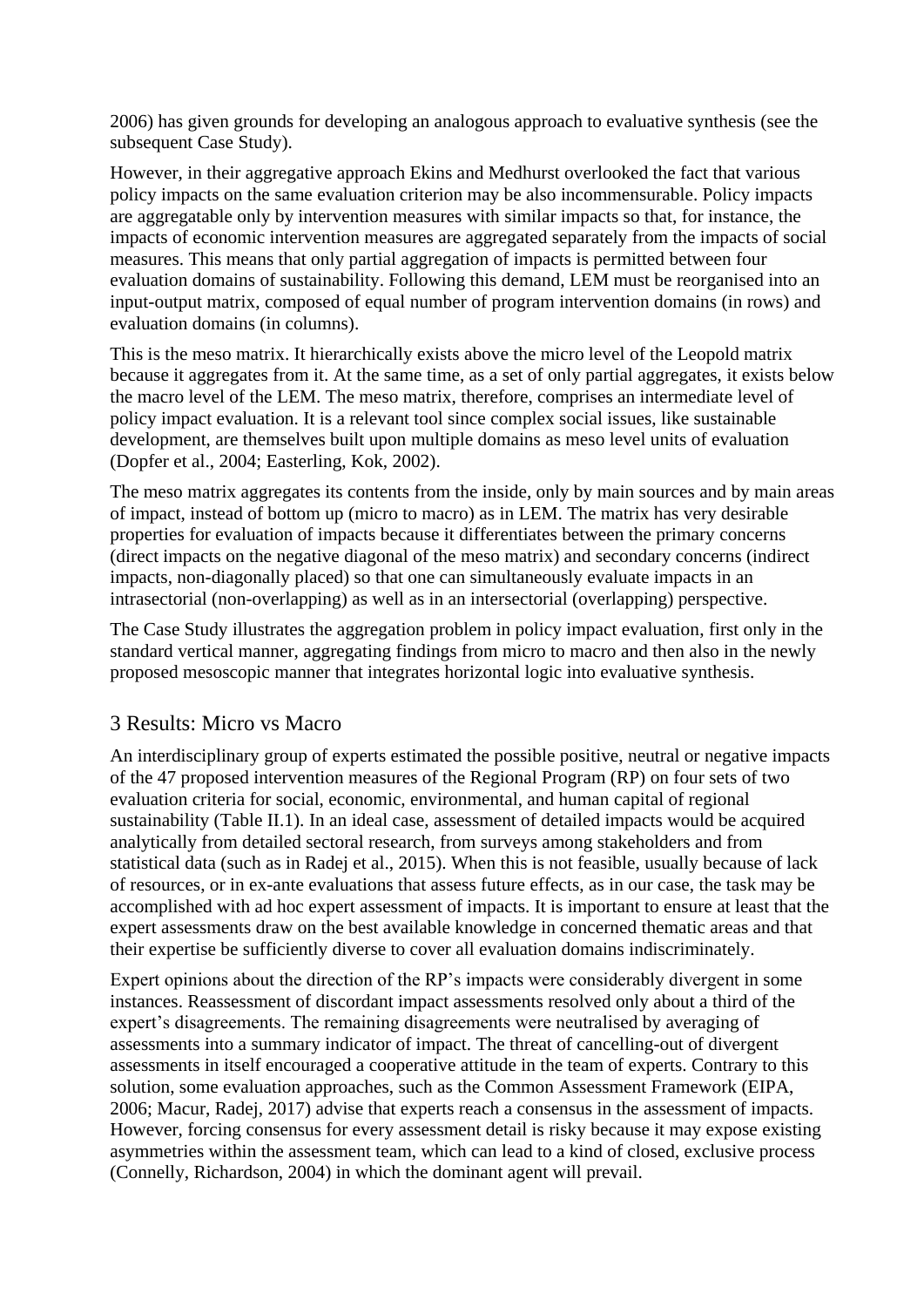2006) has given grounds for developing an analogous approach to evaluative synthesis (see the subsequent Case Study).

However, in their aggregative approach Ekins and Medhurst overlooked the fact that various policy impacts on the same evaluation criterion may be also incommensurable. Policy impacts are aggregatable only by intervention measures with similar impacts so that, for instance, the impacts of economic intervention measures are aggregated separately from the impacts of social measures. This means that only partial aggregation of impacts is permitted between four evaluation domains of sustainability. Following this demand, LEM must be reorganised into an input-output matrix, composed of equal number of program intervention domains (in rows) and evaluation domains (in columns).

This is the meso matrix. It hierarchically exists above the micro level of the Leopold matrix because it aggregates from it. At the same time, as a set of only partial aggregates, it exists below the macro level of the LEM. The meso matrix, therefore, comprises an intermediate level of policy impact evaluation. It is a relevant tool since complex social issues, like sustainable development, are themselves built upon multiple domains as meso level units of evaluation (Dopfer et al., 2004; Easterling, Kok, 2002).

The meso matrix aggregates its contents from the inside, only by main sources and by main areas of impact, instead of bottom up (micro to macro) as in LEM. The matrix has very desirable properties for evaluation of impacts because it differentiates between the primary concerns (direct impacts on the negative diagonal of the meso matrix) and secondary concerns (indirect impacts, non-diagonally placed) so that one can simultaneously evaluate impacts in an intrasectorial (non-overlapping) as well as in an intersectorial (overlapping) perspective.

The Case Study illustrates the aggregation problem in policy impact evaluation, first only in the standard vertical manner, aggregating findings from micro to macro and then also in the newly proposed mesoscopic manner that integrates horizontal logic into evaluative synthesis.

## 3 Results: Micro vs Macro

An interdisciplinary group of experts estimated the possible positive, neutral or negative impacts of the 47 proposed intervention measures of the Regional Program (RP) on four sets of two evaluation criteria for social, economic, environmental, and human capital of regional sustainability (Table II.1). In an ideal case, assessment of detailed impacts would be acquired analytically from detailed sectoral research, from surveys among stakeholders and from statistical data (such as in Radej et al., 2015). When this is not feasible, usually because of lack of resources, or in ex-ante evaluations that assess future effects, as in our case, the task may be accomplished with ad hoc expert assessment of impacts. It is important to ensure at least that the expert assessments draw on the best available knowledge in concerned thematic areas and that their expertise be sufficiently diverse to cover all evaluation domains indiscriminately.

Expert opinions about the direction of the RP's impacts were considerably divergent in some instances. Reassessment of discordant impact assessments resolved only about a third of the expert's disagreements. The remaining disagreements were neutralised by averaging of assessments into a summary indicator of impact. The threat of cancelling-out of divergent assessments in itself encouraged a cooperative attitude in the team of experts. Contrary to this solution, some evaluation approaches, such as the Common Assessment Framework (EIPA, 2006; Macur, Radej, 2017) advise that experts reach a consensus in the assessment of impacts. However, forcing consensus for every assessment detail is risky because it may expose existing asymmetries within the assessment team, which can lead to a kind of closed, exclusive process (Connelly, Richardson, 2004) in which the dominant agent will prevail.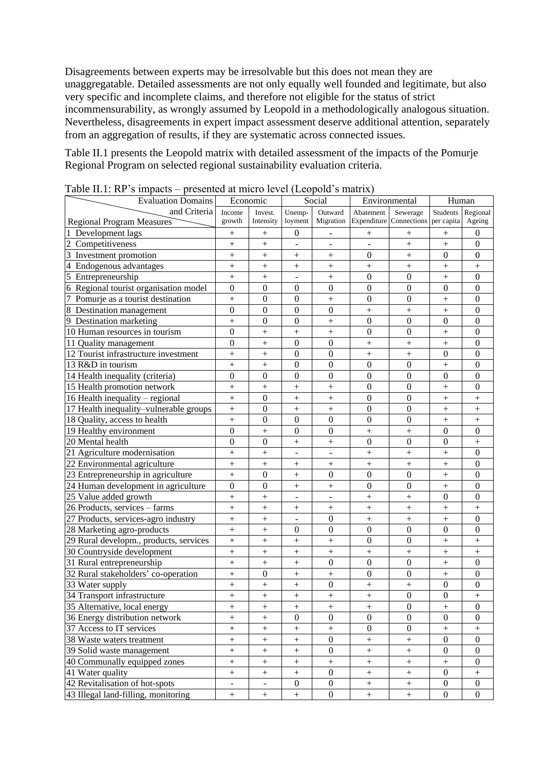Disagreements between experts may be irresolvable but this does not mean they are unaggregatable. Detailed assessments are not only equally well founded and legitimate, but also very specific and incomplete claims, and therefore not eligible for the status of strict incommensurability, as wrongly assumed by Leopold in a methodologically analogous situation. Nevertheless, disagreements in expert impact assessment deserve additional attention, separately from an aggregation of results, if they are systematic across connected issues.

Table II.1 presents the Leopold matrix with detailed assessment of the impacts of the Pomurje Regional Program on selected regional sustainability evaluation criteria.

Table II.1: RP's impacts – presented at micro level (Leopold's matrix)

| Evaluation Domains and Criteria / Regional Program Measures | Economic | | Social | | Environmental | | Human | |
|---|---|---|---|---|---|---|---|---|
| | Income growth | Invest. Intensity | Unemp-loyment | Outward Migration | Abatement Expenditure | Sewerage Connections | Students per capita | Regional Ageing |
| 1 Development lags | + | + | 0 | - | + | + | + | 0 |
| 2 Competitiveness | + | + | - | - | - | + | + | 0 |
| 3 Investment promotion | + | + | + | + | 0 | + | 0 | 0 |
| 4 Endogenous advantages | + | + | + | + | + | + | + | + |
| 5 Entrepreneurship | + | + | - | + | 0 | 0 | + | 0 |
| 6 Regional tourist organisation model | 0 | 0 | 0 | 0 | 0 | 0 | 0 | 0 |
| 7 Pomurje as a tourist destination | + | 0 | 0 | + | 0 | 0 | + | 0 |
| 8 Destination management | 0 | 0 | 0 | 0 | + | + | + | 0 |
| 9 Destination marketing | + | 0 | 0 | + | 0 | 0 | 0 | 0 |
| 10 Human resources in tourism | 0 | + | + | + | 0 | 0 | + | 0 |
| 11 Quality management | 0 | + | 0 | 0 | + | + | + | 0 |
| 12 Tourist infrastructure investment | + | + | 0 | 0 | + | + | 0 | 0 |
| 13 R&D in tourism | + | + | 0 | 0 | 0 | 0 | + | 0 |
| 14 Health inequality (criteria) | 0 | 0 | 0 | 0 | 0 | 0 | 0 | 0 |
| 15 Health promotion network | + | + | + | + | 0 | 0 | + | 0 |
| 16 Health inequality – regional | + | 0 | + | + | 0 | 0 | + | + |
| 17 Health inequality–vulnerable groups | + | 0 | + | + | 0 | 0 | + | + |
| 18 Quality, access to health | + | 0 | + | 0 | 0 | 0 | + | + |
| 19 Healthy environment | 0 | + | 0 | 0 | + | + | 0 | 0 |
| 20 Mental health | 0 | 0 | + | + | 0 | 0 | 0 | + |
| 21 Agriculture modernisation | + | + | - | - | + | + | + | 0 |
| 22 Environmental agriculture | + | + | + | + | + | + | + | 0 |
| 23 Entrepreneurship in agriculture | + | 0 | + | 0 | 0 | 0 | + | 0 |
| 24 Human development in agriculture | 0 | 0 | + | + | 0 | 0 | + | 0 |
| 25 Value added growth | + | + | - | - | + | + | 0 | 0 |
| 26 Products, services – farms | + | + | + | + | + | + | + | + |
| 27 Products, services-agro industry | + | + | - | 0 | + | + | + | 0 |
| 28 Marketing agro-products | + | + | 0 | 0 | 0 | 0 | 0 | 0 |
| 29 Rural developm., products, services | + | + | + | + | 0 | 0 | + | + |
| 30 Countryside development | + | + | + | + | + | + | + | + |
| 31 Rural entrepreneurship | + | + | + | 0 | 0 | 0 | + | 0 |
| 32 Rural stakeholders' co-operation | + | 0 | + | + | 0 | 0 | + | 0 |
| 33 Water supply | + | + | + | 0 | + | + | 0 | 0 |
| 34 Transport infrastructure | + | + | + | + | + | 0 | 0 | + |
| 35 Alternative, local energy | + | + | + | + | + | 0 | + | 0 |
| 36 Energy distribution network | + | + | 0 | 0 | 0 | 0 | 0 | 0 |
| 37 Access to IT services | + | + | + | + | 0 | 0 | + | + |
| 38 Waste waters treatment | + | + | + | 0 | + | + | 0 | 0 |
| 39 Solid waste management | + | + | + | 0 | + | + | 0 | 0 |
| 40 Communally equipped zones | + | + | + | + | + | + | + | 0 |
| 41 Water quality | + | + | + | 0 | + | + | 0 | + |
| 42 Revitalisation of hot-spots | - | - | 0 | 0 | + | + | 0 | 0 |
| 43 Illegal land-filling, monitoring | + | + | + | 0 | + | + | 0 | 0 |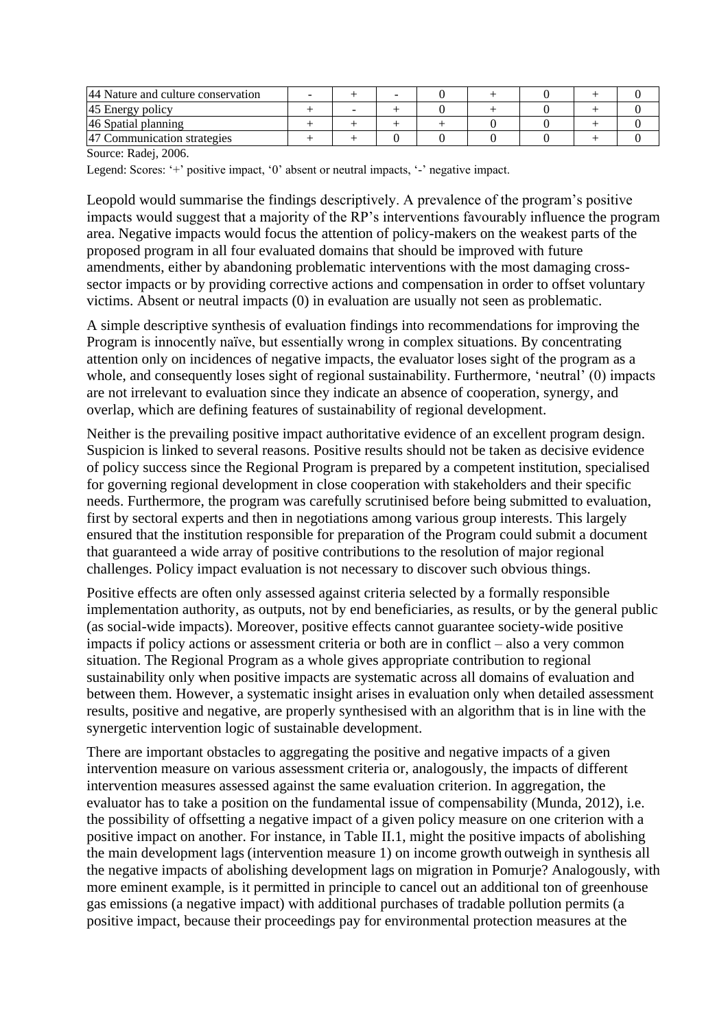| 44 Nature and culture conservation | - | + | - | 0 | + | 0 | + | 0 |
|---|---|---|---|---|---|---|---|---|
| 45 Energy policy | + | - | + | 0 | + | 0 | + | 0 |
| 46 Spatial planning | + | + | + | + | 0 | 0 | + | 0 |
| 47 Communication strategies | + | + | 0 | 0 | 0 | 0 | + | 0 |

Source: Radej, 2006.

Legend: Scores: '+' positive impact, '0' absent or neutral impacts, '-' negative impact.

Leopold would summarise the findings descriptively. A prevalence of the program's positive impacts would suggest that a majority of the RP's interventions favourably influence the program area. Negative impacts would focus the attention of policy-makers on the weakest parts of the proposed program in all four evaluated domains that should be improved with future amendments, either by abandoning problematic interventions with the most damaging cross-sector impacts or by providing corrective actions and compensation in order to offset voluntary victims. Absent or neutral impacts (0) in evaluation are usually not seen as problematic.

A simple descriptive synthesis of evaluation findings into recommendations for improving the Program is innocently naïve, but essentially wrong in complex situations. By concentrating attention only on incidences of negative impacts, the evaluator loses sight of the program as a whole, and consequently loses sight of regional sustainability. Furthermore, 'neutral' (0) impacts are not irrelevant to evaluation since they indicate an absence of cooperation, synergy, and overlap, which are defining features of sustainability of regional development.

Neither is the prevailing positive impact authoritative evidence of an excellent program design. Suspicion is linked to several reasons. Positive results should not be taken as decisive evidence of policy success since the Regional Program is prepared by a competent institution, specialised for governing regional development in close cooperation with stakeholders and their specific needs. Furthermore, the program was carefully scrutinised before being submitted to evaluation, first by sectoral experts and then in negotiations among various group interests. This largely ensured that the institution responsible for preparation of the Program could submit a document that guaranteed a wide array of positive contributions to the resolution of major regional challenges. Policy impact evaluation is not necessary to discover such obvious things.

Positive effects are often only assessed against criteria selected by a formally responsible implementation authority, as outputs, not by end beneficiaries, as results, or by the general public (as social-wide impacts). Moreover, positive effects cannot guarantee society-wide positive impacts if policy actions or assessment criteria or both are in conflict – also a very common situation. The Regional Program as a whole gives appropriate contribution to regional sustainability only when positive impacts are systematic across all domains of evaluation and between them. However, a systematic insight arises in evaluation only when detailed assessment results, positive and negative, are properly synthesised with an algorithm that is in line with the synergetic intervention logic of sustainable development.

There are important obstacles to aggregating the positive and negative impacts of a given intervention measure on various assessment criteria or, analogously, the impacts of different intervention measures assessed against the same evaluation criterion. In aggregation, the evaluator has to take a position on the fundamental issue of compensability (Munda, 2012), i.e. the possibility of offsetting a negative impact of a given policy measure on one criterion with a positive impact on another. For instance, in Table II.1, might the positive impacts of abolishing the main development lags (intervention measure 1) on income growth outweigh in synthesis all the negative impacts of abolishing development lags on migration in Pomurje? Analogously, with more eminent example, is it permitted in principle to cancel out an additional ton of greenhouse gas emissions (a negative impact) with additional purchases of tradable pollution permits (a positive impact, because their proceedings pay for environmental protection measures at the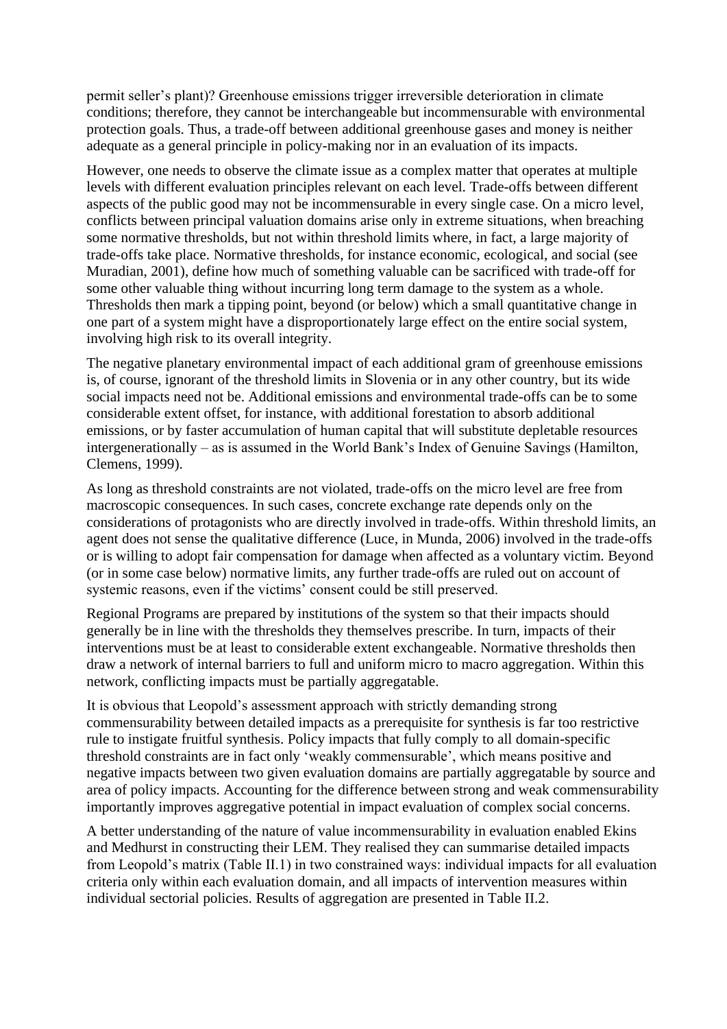permit seller's plant)? Greenhouse emissions trigger irreversible deterioration in climate conditions; therefore, they cannot be interchangeable but incommensurable with environmental protection goals. Thus, a trade-off between additional greenhouse gases and money is neither adequate as a general principle in policy-making nor in an evaluation of its impacts.

However, one needs to observe the climate issue as a complex matter that operates at multiple levels with different evaluation principles relevant on each level. Trade-offs between different aspects of the public good may not be incommensurable in every single case. On a micro level, conflicts between principal valuation domains arise only in extreme situations, when breaching some normative thresholds, but not within threshold limits where, in fact, a large majority of trade-offs take place. Normative thresholds, for instance economic, ecological, and social (see Muradian, 2001), define how much of something valuable can be sacrificed with trade-off for some other valuable thing without incurring long term damage to the system as a whole. Thresholds then mark a tipping point, beyond (or below) which a small quantitative change in one part of a system might have a disproportionately large effect on the entire social system, involving high risk to its overall integrity.

The negative planetary environmental impact of each additional gram of greenhouse emissions is, of course, ignorant of the threshold limits in Slovenia or in any other country, but its wide social impacts need not be. Additional emissions and environmental trade-offs can be to some considerable extent offset, for instance, with additional forestation to absorb additional emissions, or by faster accumulation of human capital that will substitute depletable resources intergenerationally – as is assumed in the World Bank's Index of Genuine Savings (Hamilton, Clemens, 1999).

As long as threshold constraints are not violated, trade-offs on the micro level are free from macroscopic consequences. In such cases, concrete exchange rate depends only on the considerations of protagonists who are directly involved in trade-offs. Within threshold limits, an agent does not sense the qualitative difference (Luce, in Munda, 2006) involved in the trade-offs or is willing to adopt fair compensation for damage when affected as a voluntary victim. Beyond (or in some case below) normative limits, any further trade-offs are ruled out on account of systemic reasons, even if the victims' consent could be still preserved.

Regional Programs are prepared by institutions of the system so that their impacts should generally be in line with the thresholds they themselves prescribe. In turn, impacts of their interventions must be at least to considerable extent exchangeable. Normative thresholds then draw a network of internal barriers to full and uniform micro to macro aggregation. Within this network, conflicting impacts must be partially aggregatable.

It is obvious that Leopold's assessment approach with strictly demanding strong commensurability between detailed impacts as a prerequisite for synthesis is far too restrictive rule to instigate fruitful synthesis. Policy impacts that fully comply to all domain-specific threshold constraints are in fact only 'weakly commensurable', which means positive and negative impacts between two given evaluation domains are partially aggregatable by source and area of policy impacts. Accounting for the difference between strong and weak commensurability importantly improves aggregative potential in impact evaluation of complex social concerns.

A better understanding of the nature of value incommensurability in evaluation enabled Ekins and Medhurst in constructing their LEM. They realised they can summarise detailed impacts from Leopold's matrix (Table II.1) in two constrained ways: individual impacts for all evaluation criteria only within each evaluation domain, and all impacts of intervention measures within individual sectorial policies. Results of aggregation are presented in Table II.2.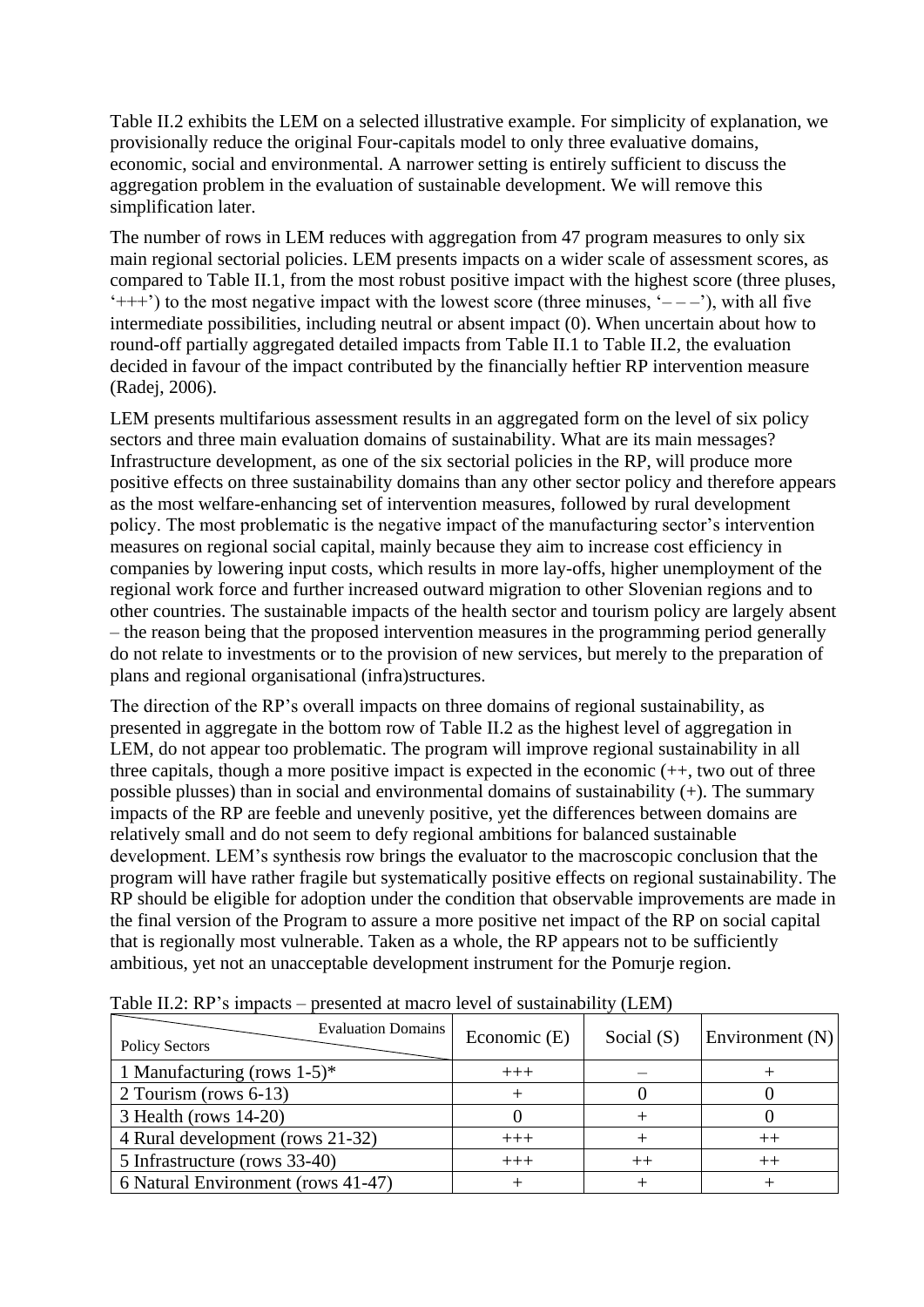Table II.2 exhibits the LEM on a selected illustrative example. For simplicity of explanation, we provisionally reduce the original Four-capitals model to only three evaluative domains, economic, social and environmental. A narrower setting is entirely sufficient to discuss the aggregation problem in the evaluation of sustainable development. We will remove this simplification later.

The number of rows in LEM reduces with aggregation from 47 program measures to only six main regional sectorial policies. LEM presents impacts on a wider scale of assessment scores, as compared to Table II.1, from the most robust positive impact with the highest score (three pluses, '+++') to the most negative impact with the lowest score (three minuses, '– – –'), with all five intermediate possibilities, including neutral or absent impact (0). When uncertain about how to round-off partially aggregated detailed impacts from Table II.1 to Table II.2, the evaluation decided in favour of the impact contributed by the financially heftier RP intervention measure (Radej, 2006).

LEM presents multifarious assessment results in an aggregated form on the level of six policy sectors and three main evaluation domains of sustainability. What are its main messages? Infrastructure development, as one of the six sectorial policies in the RP, will produce more positive effects on three sustainability domains than any other sector policy and therefore appears as the most welfare-enhancing set of intervention measures, followed by rural development policy. The most problematic is the negative impact of the manufacturing sector's intervention measures on regional social capital, mainly because they aim to increase cost efficiency in companies by lowering input costs, which results in more lay-offs, higher unemployment of the regional work force and further increased outward migration to other Slovenian regions and to other countries. The sustainable impacts of the health sector and tourism policy are largely absent – the reason being that the proposed intervention measures in the programming period generally do not relate to investments or to the provision of new services, but merely to the preparation of plans and regional organisational (infra)structures.

The direction of the RP's overall impacts on three domains of regional sustainability, as presented in aggregate in the bottom row of Table II.2 as the highest level of aggregation in LEM, do not appear too problematic. The program will improve regional sustainability in all three capitals, though a more positive impact is expected in the economic (++, two out of three possible plusses) than in social and environmental domains of sustainability (+). The summary impacts of the RP are feeble and unevenly positive, yet the differences between domains are relatively small and do not seem to defy regional ambitions for balanced sustainable development. LEM's synthesis row brings the evaluator to the macroscopic conclusion that the program will have rather fragile but systematically positive effects on regional sustainability. The RP should be eligible for adoption under the condition that observable improvements are made in the final version of the Program to assure a more positive net impact of the RP on social capital that is regionally most vulnerable. Taken as a whole, the RP appears not to be sufficiently ambitious, yet not an unacceptable development instrument for the Pomurje region.

Table II.2: RP's impacts – presented at macro level of sustainability (LEM)

| Policy Sectors / Evaluation Domains | Economic (E) | Social (S) | Environment (N) |
|---|---|---|---|
| 1 Manufacturing (rows 1-5)* | +++ | – | + |
| 2 Tourism (rows 6-13) | + | 0 | 0 |
| 3 Health (rows 14-20) | 0 | + | 0 |
| 4 Rural development (rows 21-32) | +++ | + | ++ |
| 5 Infrastructure (rows 33-40) | +++ | ++ | ++ |
| 6 Natural Environment (rows 41-47) | + | + | + |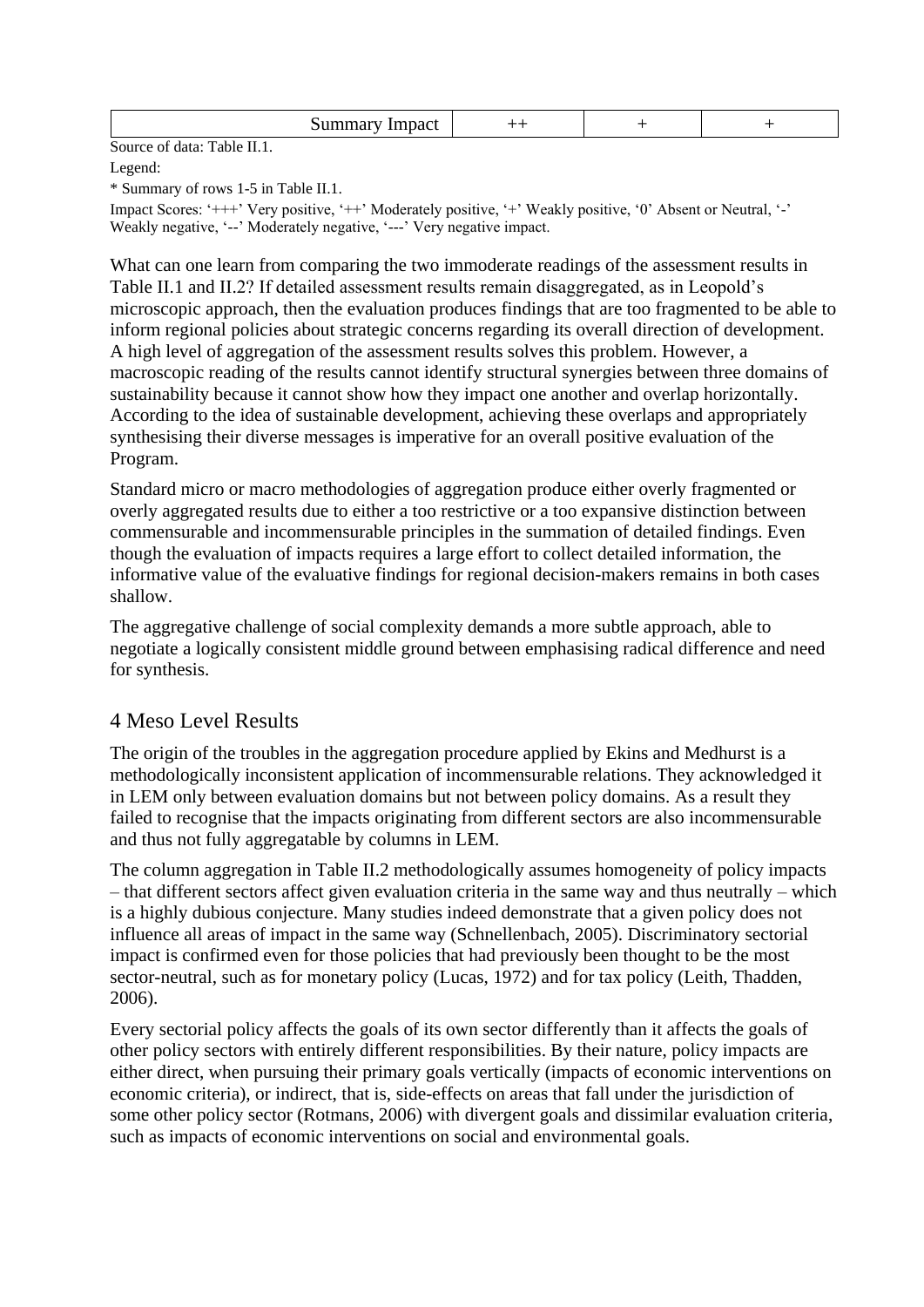| Summary Impact | ++ | + | + |
|---|---|---|---|

Source of data: Table II.1.

Legend:

* Summary of rows 1-5 in Table II.1.

Impact Scores: '+++' Very positive, '++' Moderately positive, '+' Weakly positive, '0' Absent or Neutral, '-' Weakly negative, '--' Moderately negative, '---' Very negative impact.

What can one learn from comparing the two immoderate readings of the assessment results in Table II.1 and II.2? If detailed assessment results remain disaggregated, as in Leopold's microscopic approach, then the evaluation produces findings that are too fragmented to be able to inform regional policies about strategic concerns regarding its overall direction of development. A high level of aggregation of the assessment results solves this problem. However, a macroscopic reading of the results cannot identify structural synergies between three domains of sustainability because it cannot show how they impact one another and overlap horizontally. According to the idea of sustainable development, achieving these overlaps and appropriately synthesising their diverse messages is imperative for an overall positive evaluation of the Program.

Standard micro or macro methodologies of aggregation produce either overly fragmented or overly aggregated results due to either a too restrictive or a too expansive distinction between commensurable and incommensurable principles in the summation of detailed findings. Even though the evaluation of impacts requires a large effort to collect detailed information, the informative value of the evaluative findings for regional decision-makers remains in both cases shallow.

The aggregative challenge of social complexity demands a more subtle approach, able to negotiate a logically consistent middle ground between emphasising radical difference and need for synthesis.

## 4 Meso Level Results

The origin of the troubles in the aggregation procedure applied by Ekins and Medhurst is a methodologically inconsistent application of incommensurable relations. They acknowledged it in LEM only between evaluation domains but not between policy domains. As a result they failed to recognise that the impacts originating from different sectors are also incommensurable and thus not fully aggregatable by columns in LEM.

The column aggregation in Table II.2 methodologically assumes homogeneity of policy impacts – that different sectors affect given evaluation criteria in the same way and thus neutrally – which is a highly dubious conjecture. Many studies indeed demonstrate that a given policy does not influence all areas of impact in the same way (Schnellenbach, 2005). Discriminatory sectorial impact is confirmed even for those policies that had previously been thought to be the most sector-neutral, such as for monetary policy (Lucas, 1972) and for tax policy (Leith, Thadden, 2006).

Every sectorial policy affects the goals of its own sector differently than it affects the goals of other policy sectors with entirely different responsibilities. By their nature, policy impacts are either direct, when pursuing their primary goals vertically (impacts of economic interventions on economic criteria), or indirect, that is, side-effects on areas that fall under the jurisdiction of some other policy sector (Rotmans, 2006) with divergent goals and dissimilar evaluation criteria, such as impacts of economic interventions on social and environmental goals.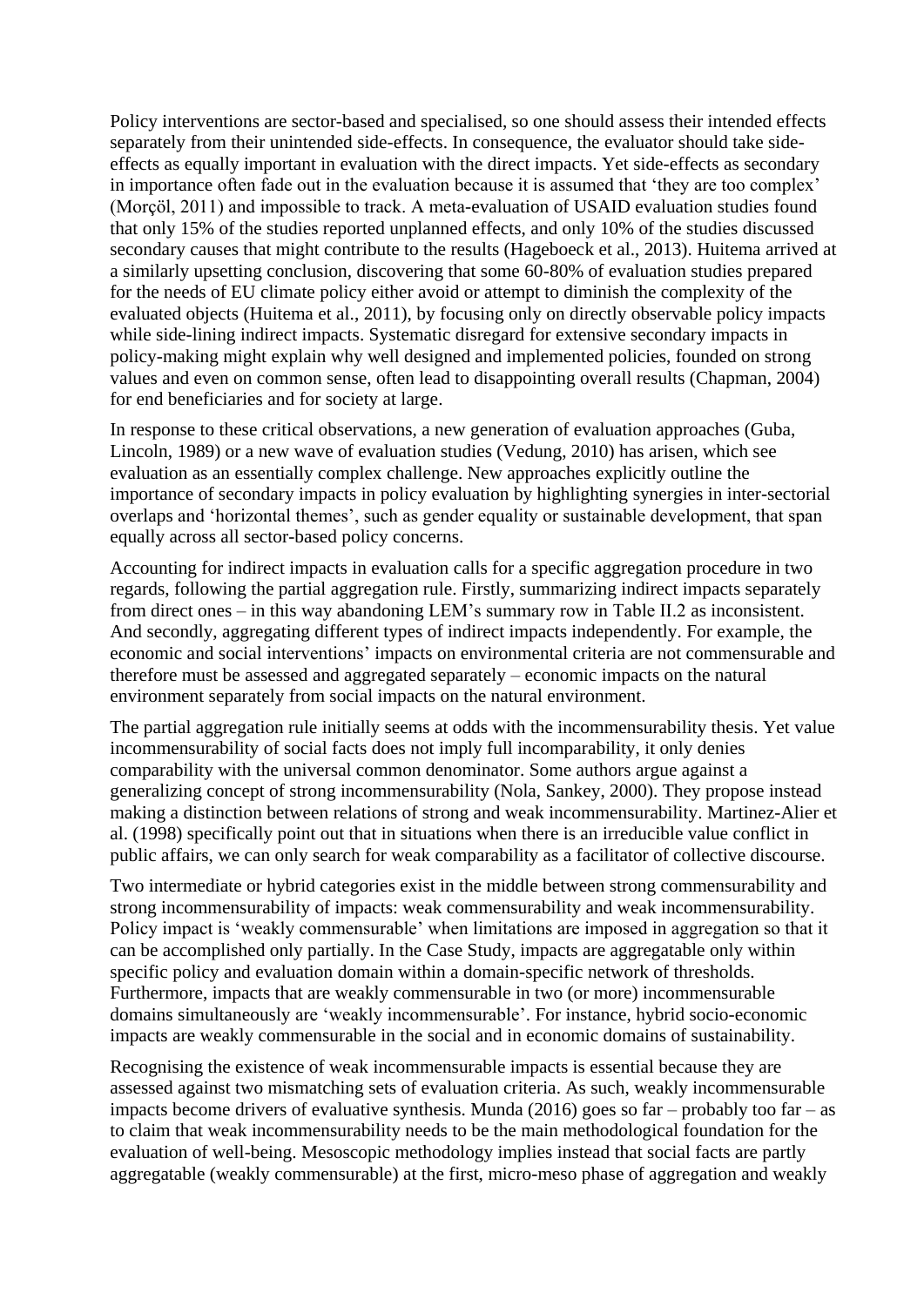Policy interventions are sector-based and specialised, so one should assess their intended effects separately from their unintended side-effects. In consequence, the evaluator should take side-effects as equally important in evaluation with the direct impacts. Yet side-effects as secondary in importance often fade out in the evaluation because it is assumed that 'they are too complex' (Morçöl, 2011) and impossible to track. A meta-evaluation of USAID evaluation studies found that only 15% of the studies reported unplanned effects, and only 10% of the studies discussed secondary causes that might contribute to the results (Hageboeck et al., 2013). Huitema arrived at a similarly upsetting conclusion, discovering that some 60-80% of evaluation studies prepared for the needs of EU climate policy either avoid or attempt to diminish the complexity of the evaluated objects (Huitema et al., 2011), by focusing only on directly observable policy impacts while side-lining indirect impacts. Systematic disregard for extensive secondary impacts in policy-making might explain why well designed and implemented policies, founded on strong values and even on common sense, often lead to disappointing overall results (Chapman, 2004) for end beneficiaries and for society at large.

In response to these critical observations, a new generation of evaluation approaches (Guba, Lincoln, 1989) or a new wave of evaluation studies (Vedung, 2010) has arisen, which see evaluation as an essentially complex challenge. New approaches explicitly outline the importance of secondary impacts in policy evaluation by highlighting synergies in inter-sectorial overlaps and 'horizontal themes', such as gender equality or sustainable development, that span equally across all sector-based policy concerns.

Accounting for indirect impacts in evaluation calls for a specific aggregation procedure in two regards, following the partial aggregation rule. Firstly, summarizing indirect impacts separately from direct ones – in this way abandoning LEM's summary row in Table II.2 as inconsistent. And secondly, aggregating different types of indirect impacts independently. For example, the economic and social interventions' impacts on environmental criteria are not commensurable and therefore must be assessed and aggregated separately – economic impacts on the natural environment separately from social impacts on the natural environment.

The partial aggregation rule initially seems at odds with the incommensurability thesis. Yet value incommensurability of social facts does not imply full incomparability, it only denies comparability with the universal common denominator. Some authors argue against a generalizing concept of strong incommensurability (Nola, Sankey, 2000). They propose instead making a distinction between relations of strong and weak incommensurability. Martinez-Alier et al. (1998) specifically point out that in situations when there is an irreducible value conflict in public affairs, we can only search for weak comparability as a facilitator of collective discourse.

Two intermediate or hybrid categories exist in the middle between strong commensurability and strong incommensurability of impacts: weak commensurability and weak incommensurability. Policy impact is 'weakly commensurable' when limitations are imposed in aggregation so that it can be accomplished only partially. In the Case Study, impacts are aggregatable only within specific policy and evaluation domain within a domain-specific network of thresholds. Furthermore, impacts that are weakly commensurable in two (or more) incommensurable domains simultaneously are 'weakly incommensurable'. For instance, hybrid socio-economic impacts are weakly commensurable in the social and in economic domains of sustainability.

Recognising the existence of weak incommensurable impacts is essential because they are assessed against two mismatching sets of evaluation criteria. As such, weakly incommensurable impacts become drivers of evaluative synthesis. Munda (2016) goes so far – probably too far – as to claim that weak incommensurability needs to be the main methodological foundation for the evaluation of well-being. Mesoscopic methodology implies instead that social facts are partly aggregatable (weakly commensurable) at the first, micro-meso phase of aggregation and weakly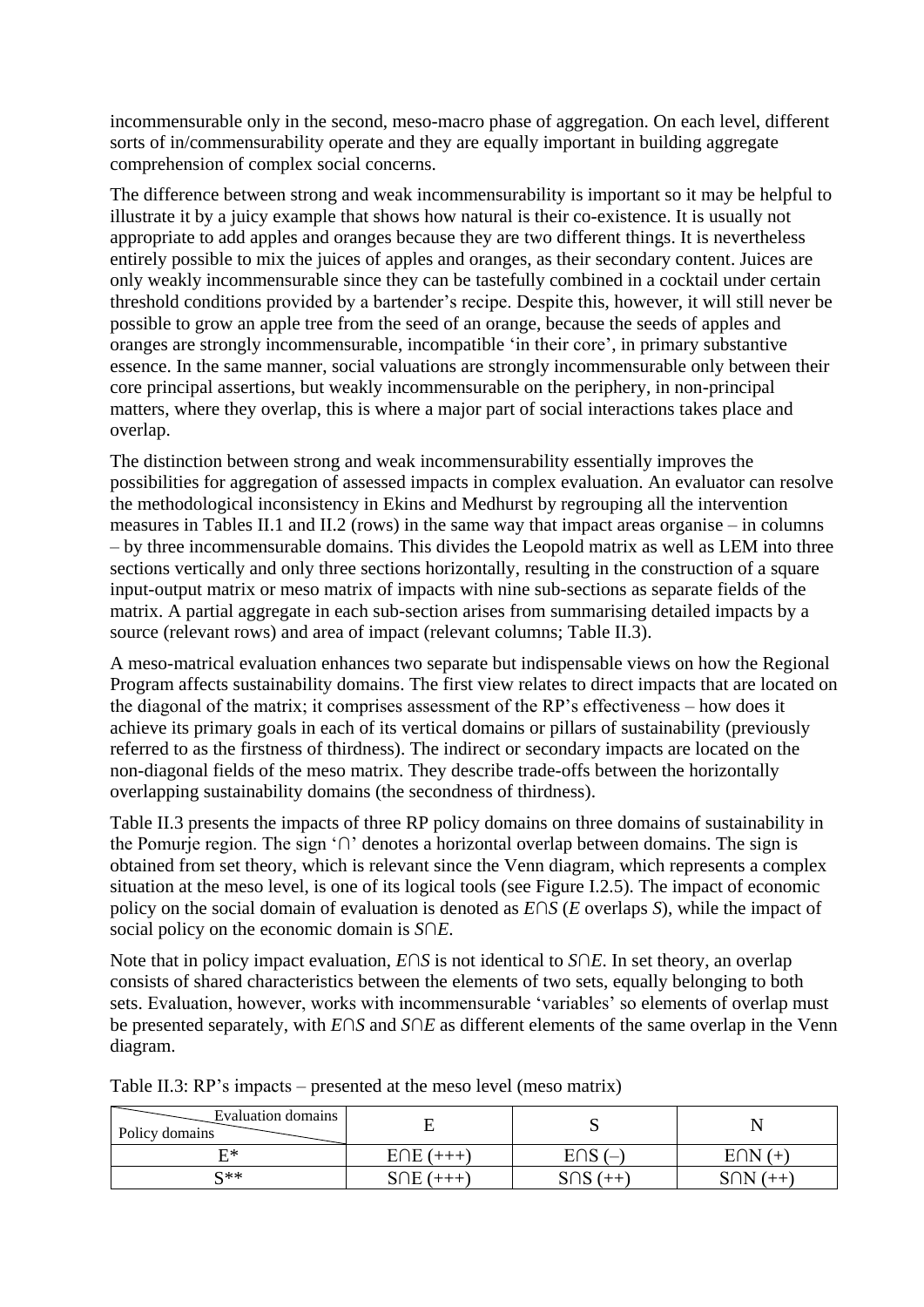incommensurable only in the second, meso-macro phase of aggregation. On each level, different sorts of in/commensurability operate and they are equally important in building aggregate comprehension of complex social concerns.

The difference between strong and weak incommensurability is important so it may be helpful to illustrate it by a juicy example that shows how natural is their co-existence. It is usually not appropriate to add apples and oranges because they are two different things. It is nevertheless entirely possible to mix the juices of apples and oranges, as their secondary content. Juices are only weakly incommensurable since they can be tastefully combined in a cocktail under certain threshold conditions provided by a bartender's recipe. Despite this, however, it will still never be possible to grow an apple tree from the seed of an orange, because the seeds of apples and oranges are strongly incommensurable, incompatible 'in their core', in primary substantive essence. In the same manner, social valuations are strongly incommensurable only between their core principal assertions, but weakly incommensurable on the periphery, in non-principal matters, where they overlap, this is where a major part of social interactions takes place and overlap.

The distinction between strong and weak incommensurability essentially improves the possibilities for aggregation of assessed impacts in complex evaluation. An evaluator can resolve the methodological inconsistency in Ekins and Medhurst by regrouping all the intervention measures in Tables II.1 and II.2 (rows) in the same way that impact areas organise – in columns – by three incommensurable domains. This divides the Leopold matrix as well as LEM into three sections vertically and only three sections horizontally, resulting in the construction of a square input-output matrix or meso matrix of impacts with nine sub-sections as separate fields of the matrix. A partial aggregate in each sub-section arises from summarising detailed impacts by a source (relevant rows) and area of impact (relevant columns; Table II.3).

A meso-matrical evaluation enhances two separate but indispensable views on how the Regional Program affects sustainability domains. The first view relates to direct impacts that are located on the diagonal of the matrix; it comprises assessment of the RP's effectiveness – how does it achieve its primary goals in each of its vertical domains or pillars of sustainability (previously referred to as the firstness of thirdness). The indirect or secondary impacts are located on the non-diagonal fields of the meso matrix. They describe trade-offs between the horizontally overlapping sustainability domains (the secondness of thirdness).

Table II.3 presents the impacts of three RP policy domains on three domains of sustainability in the Pomurje region. The sign '∩' denotes a horizontal overlap between domains. The sign is obtained from set theory, which is relevant since the Venn diagram, which represents a complex situation at the meso level, is one of its logical tools (see Figure I.2.5). The impact of economic policy on the social domain of evaluation is denoted as *E*∩*S* (*E* overlaps *S*), while the impact of social policy on the economic domain is *S*∩*E*.

Note that in policy impact evaluation, *E*∩*S* is not identical to *S*∩*E*. In set theory, an overlap consists of shared characteristics between the elements of two sets, equally belonging to both sets. Evaluation, however, works with incommensurable 'variables' so elements of overlap must be presented separately, with *E*∩*S* and *S*∩*E* as different elements of the same overlap in the Venn diagram.

Table II.3: RP's impacts – presented at the meso level (meso matrix)

| Policy domains / Evaluation domains | E | S | N |
|---|---|---|---|
| E* | E∩E (+++) | E∩S (–) | E∩N (+) |
| S** | S∩E (+++) | S∩S (++) | S∩N (++) |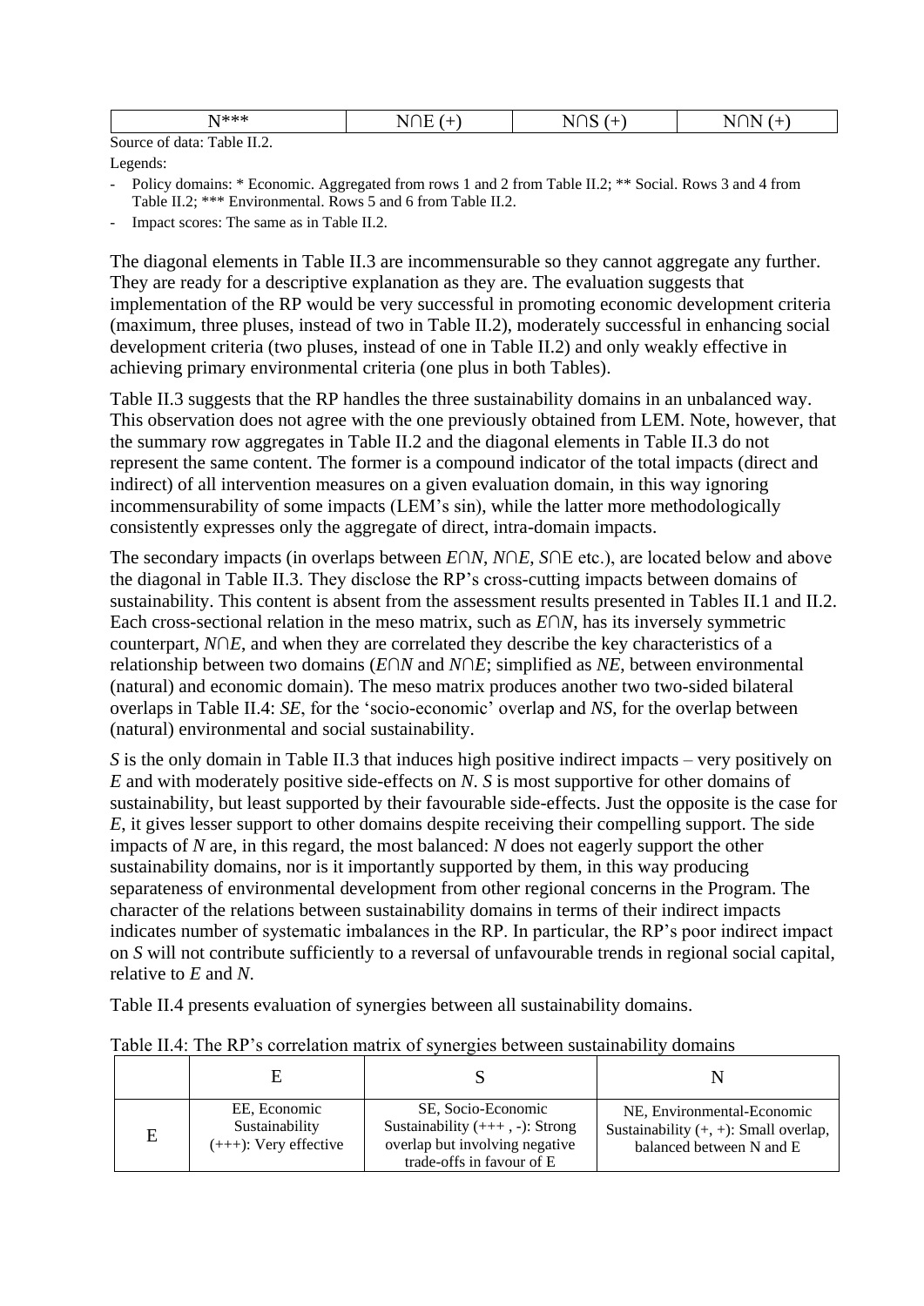| N*** | N∩E (+) | N∩S (+) | N∩N (+) |
|---|---|---|---|

Source of data: Table II.2.

Legends:

- Policy domains: * Economic. Aggregated from rows 1 and 2 from Table II.2; ** Social. Rows 3 and 4 from Table II.2; *** Environmental. Rows 5 and 6 from Table II.2.
- Impact scores: The same as in Table II.2.

The diagonal elements in Table II.3 are incommensurable so they cannot aggregate any further. They are ready for a descriptive explanation as they are. The evaluation suggests that implementation of the RP would be very successful in promoting economic development criteria (maximum, three pluses, instead of two in Table II.2), moderately successful in enhancing social development criteria (two pluses, instead of one in Table II.2) and only weakly effective in achieving primary environmental criteria (one plus in both Tables).

Table II.3 suggests that the RP handles the three sustainability domains in an unbalanced way. This observation does not agree with the one previously obtained from LEM. Note, however, that the summary row aggregates in Table II.2 and the diagonal elements in Table II.3 do not represent the same content. The former is a compound indicator of the total impacts (direct and indirect) of all intervention measures on a given evaluation domain, in this way ignoring incommensurability of some impacts (LEM's sin), while the latter more methodologically consistently expresses only the aggregate of direct, intra-domain impacts.

The secondary impacts (in overlaps between *E*∩*N*, *N*∩*E*, *S*∩E etc.), are located below and above the diagonal in Table II.3. They disclose the RP's cross-cutting impacts between domains of sustainability. This content is absent from the assessment results presented in Tables II.1 and II.2. Each cross-sectional relation in the meso matrix, such as *E*∩*N*, has its inversely symmetric counterpart, *N*∩*E*, and when they are correlated they describe the key characteristics of a relationship between two domains (*E*∩*N* and *N*∩*E*; simplified as *NE*, between environmental (natural) and economic domain). The meso matrix produces another two two-sided bilateral overlaps in Table II.4: *SE*, for the 'socio-economic' overlap and *NS*, for the overlap between (natural) environmental and social sustainability.

*S* is the only domain in Table II.3 that induces high positive indirect impacts – very positively on *E* and with moderately positive side-effects on *N*. *S* is most supportive for other domains of sustainability, but least supported by their favourable side-effects. Just the opposite is the case for *E*, it gives lesser support to other domains despite receiving their compelling support. The side impacts of *N* are, in this regard, the most balanced: *N* does not eagerly support the other sustainability domains, nor is it importantly supported by them, in this way producing separateness of environmental development from other regional concerns in the Program. The character of the relations between sustainability domains in terms of their indirect impacts indicates number of systematic imbalances in the RP. In particular, the RP's poor indirect impact on *S* will not contribute sufficiently to a reversal of unfavourable trends in regional social capital, relative to *E* and *N*.

Table II.4 presents evaluation of synergies between all sustainability domains.

Table II.4: The RP's correlation matrix of synergies between sustainability domains

| | E | S | N |
|---|---|---|---|
| E | EE, Economic Sustainability (+++): Very effective | SE, Socio-Economic Sustainability (+++ , -): Strong overlap but involving negative trade-offs in favour of E | NE, Environmental-Economic Sustainability (+, +): Small overlap, balanced between N and E |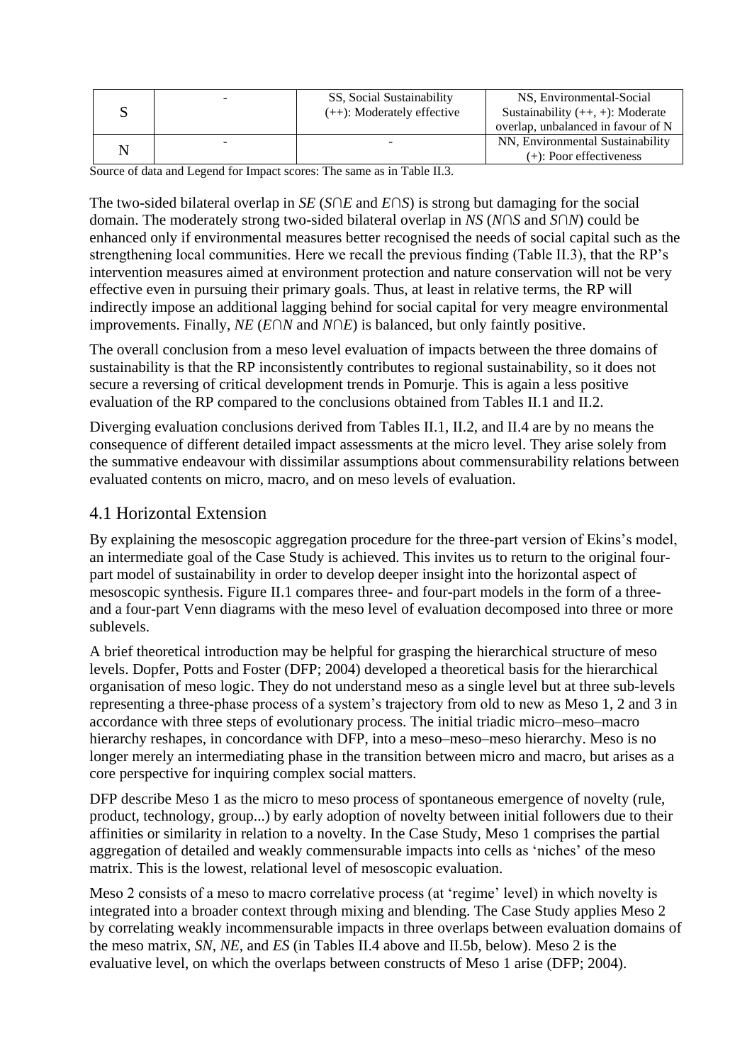| S | - | SS, Social Sustainability (++): Moderately effective | NS, Environmental-Social Sustainability (++, +): Moderate overlap, unbalanced in favour of N |
|---|---|---|---|
| N | - | - | NN, Environmental Sustainability (+): Poor effectiveness |

Source of data and Legend for Impact scores: The same as in Table II.3.

The two-sided bilateral overlap in *SE* (*S*∩*E* and *E*∩*S*) is strong but damaging for the social domain. The moderately strong two-sided bilateral overlap in *NS* (*N*∩*S* and *S*∩*N*) could be enhanced only if environmental measures better recognised the needs of social capital such as the strengthening local communities. Here we recall the previous finding (Table II.3), that the RP's intervention measures aimed at environment protection and nature conservation will not be very effective even in pursuing their primary goals. Thus, at least in relative terms, the RP will indirectly impose an additional lagging behind for social capital for very meagre environmental improvements. Finally, *NE* (*E*∩*N* and *N*∩*E*) is balanced, but only faintly positive.

The overall conclusion from a meso level evaluation of impacts between the three domains of sustainability is that the RP inconsistently contributes to regional sustainability, so it does not secure a reversing of critical development trends in Pomurje. This is again a less positive evaluation of the RP compared to the conclusions obtained from Tables II.1 and II.2.

Diverging evaluation conclusions derived from Tables II.1, II.2, and II.4 are by no means the consequence of different detailed impact assessments at the micro level. They arise solely from the summative endeavour with dissimilar assumptions about commensurability relations between evaluated contents on micro, macro, and on meso levels of evaluation.

## 4.1 Horizontal Extension

By explaining the mesoscopic aggregation procedure for the three-part version of Ekins's model, an intermediate goal of the Case Study is achieved. This invites us to return to the original four-part model of sustainability in order to develop deeper insight into the horizontal aspect of mesoscopic synthesis. Figure II.1 compares three- and four-part models in the form of a three- and a four-part Venn diagrams with the meso level of evaluation decomposed into three or more sublevels.

A brief theoretical introduction may be helpful for grasping the hierarchical structure of meso levels. Dopfer, Potts and Foster (DFP; 2004) developed a theoretical basis for the hierarchical organisation of meso logic. They do not understand meso as a single level but at three sub-levels representing a three-phase process of a system's trajectory from old to new as Meso 1, 2 and 3 in accordance with three steps of evolutionary process. The initial triadic micro–meso–macro hierarchy reshapes, in concordance with DFP, into a meso–meso–meso hierarchy. Meso is no longer merely an intermediating phase in the transition between micro and macro, but arises as a core perspective for inquiring complex social matters.

DFP describe Meso 1 as the micro to meso process of spontaneous emergence of novelty (rule, product, technology, group...) by early adoption of novelty between initial followers due to their affinities or similarity in relation to a novelty. In the Case Study, Meso 1 comprises the partial aggregation of detailed and weakly commensurable impacts into cells as 'niches' of the meso matrix. This is the lowest, relational level of mesoscopic evaluation.

Meso 2 consists of a meso to macro correlative process (at 'regime' level) in which novelty is integrated into a broader context through mixing and blending. The Case Study applies Meso 2 by correlating weakly incommensurable impacts in three overlaps between evaluation domains of the meso matrix, *SN*, *NE*, and *ES* (in Tables II.4 above and II.5b, below). Meso 2 is the evaluative level, on which the overlaps between constructs of Meso 1 arise (DFP; 2004).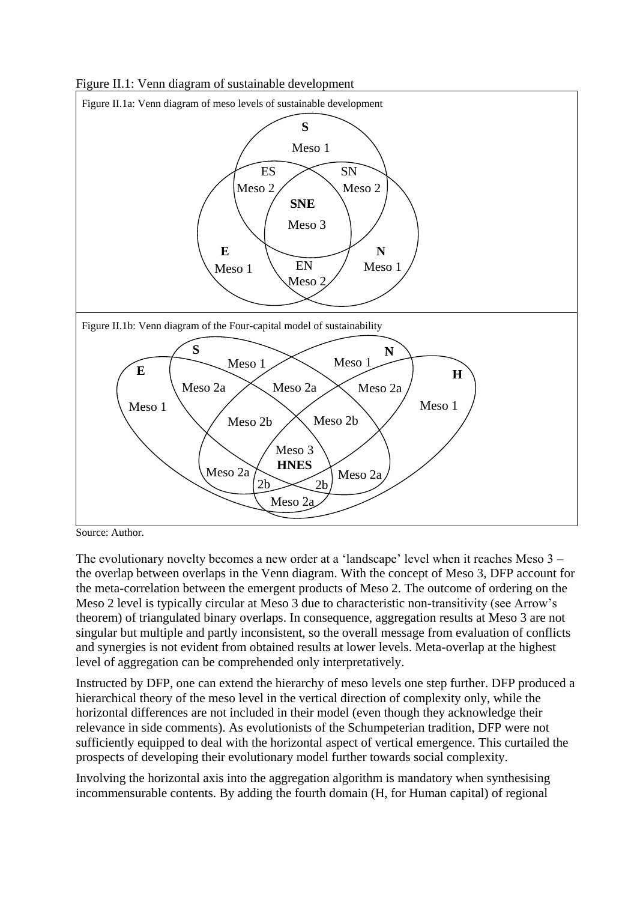Figure II.1: Venn diagram of sustainable development

Figure II.1a: Venn diagram of meso levels of sustainable development

Figure II.1b: Venn diagram of the Four-capital model of sustainability

Source: Author.

The evolutionary novelty becomes a new order at a 'landscape' level when it reaches Meso 3 – the overlap between overlaps in the Venn diagram. With the concept of Meso 3, DFP account for the meta-correlation between the emergent products of Meso 2. The outcome of ordering on the Meso 2 level is typically circular at Meso 3 due to characteristic non-transitivity (see Arrow's theorem) of triangulated binary overlaps. In consequence, aggregation results at Meso 3 are not singular but multiple and partly inconsistent, so the overall message from evaluation of conflicts and synergies is not evident from obtained results at lower levels. Meta-overlap at the highest level of aggregation can be comprehended only interpretatively.

Instructed by DFP, one can extend the hierarchy of meso levels one step further. DFP produced a hierarchical theory of the meso level in the vertical direction of complexity only, while the horizontal differences are not included in their model (even though they acknowledge their relevance in side comments). As evolutionists of the Schumpeterian tradition, DFP were not sufficiently equipped to deal with the horizontal aspect of vertical emergence. This curtailed the prospects of developing their evolutionary model further towards social complexity.

Involving the horizontal axis into the aggregation algorithm is mandatory when synthesising incommensurable contents. By adding the fourth domain (H, for Human capital) of regional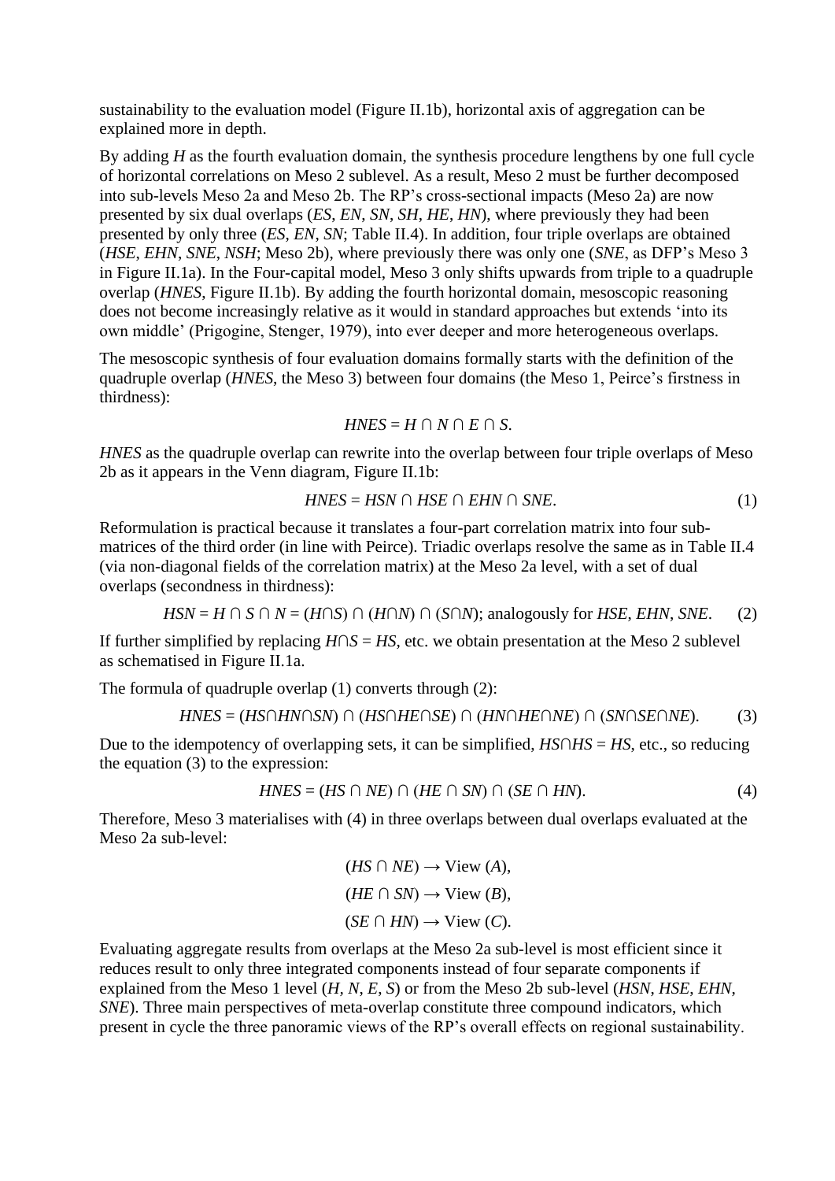sustainability to the evaluation model (Figure II.1b), horizontal axis of aggregation can be explained more in depth.

By adding *H* as the fourth evaluation domain, the synthesis procedure lengthens by one full cycle of horizontal correlations on Meso 2 sublevel. As a result, Meso 2 must be further decomposed into sub-levels Meso 2a and Meso 2b. The RP's cross-sectional impacts (Meso 2a) are now presented by six dual overlaps (*ES*, *EN*, *SN*, *SH*, *HE*, *HN*), where previously they had been presented by only three (*ES*, *EN*, *SN*; Table II.4). In addition, four triple overlaps are obtained (*HSE*, *EHN*, *SNE*, *NSH*; Meso 2b), where previously there was only one (*SNE*, as DFP's Meso 3 in Figure II.1a). In the Four-capital model, Meso 3 only shifts upwards from triple to a quadruple overlap (*HNES*, Figure II.1b). By adding the fourth horizontal domain, mesoscopic reasoning does not become increasingly relative as it would in standard approaches but extends 'into its own middle' (Prigogine, Stenger, 1979), into ever deeper and more heterogeneous overlaps.

The mesoscopic synthesis of four evaluation domains formally starts with the definition of the quadruple overlap (*HNES*, the Meso 3) between four domains (the Meso 1, Peirce's firstness in thirdness):

$$HNES = H \cap N \cap E \cap S.$$

*HNES* as the quadruple overlap can rewrite into the overlap between four triple overlaps of Meso 2b as it appears in the Venn diagram, Figure II.1b:

$$HNES = HSN \cap HSE \cap EHN \cap SNE. \tag{1}$$

Reformulation is practical because it translates a four-part correlation matrix into four sub-matrices of the third order (in line with Peirce). Triadic overlaps resolve the same as in Table II.4 (via non-diagonal fields of the correlation matrix) at the Meso 2a level, with a set of dual overlaps (secondness in thirdness):

$$HSN = H \cap S \cap N = (H \cap S) \cap (H \cap N) \cap (S \cap N); \text{ analogously for } HSE, EHN, SNE. \tag{2}$$

If further simplified by replacing $H \cap S = HS$, etc. we obtain presentation at the Meso 2 sublevel as schematised in Figure II.1a.

The formula of quadruple overlap (1) converts through (2):

$$HNES = (HS \cap HN \cap SN) \cap (HS \cap HE \cap SE) \cap (HN \cap HE \cap NE) \cap (SN \cap SE \cap NE). \tag{3}$$

Due to the idempotency of overlapping sets, it can be simplified, $HS \cap HS = HS$, etc., so reducing the equation (3) to the expression:

$$HNES = (HS \cap NE) \cap (HE \cap SN) \cap (SE \cap HN). \tag{4}$$

Therefore, Meso 3 materialises with (4) in three overlaps between dual overlaps evaluated at the Meso 2a sub-level:

$$(HS \cap NE) \rightarrow \text{View } (A),$$

$$(HE \cap SN) \rightarrow \text{View } (B),$$

$$(SE \cap HN) \rightarrow \text{View } (C).$$

Evaluating aggregate results from overlaps at the Meso 2a sub-level is most efficient since it reduces result to only three integrated components instead of four separate components if explained from the Meso 1 level (*H*, *N*, *E*, *S*) or from the Meso 2b sub-level (*HSN*, *HSE*, *EHN*, *SNE*). Three main perspectives of meta-overlap constitute three compound indicators, which present in cycle the three panoramic views of the RP's overall effects on regional sustainability.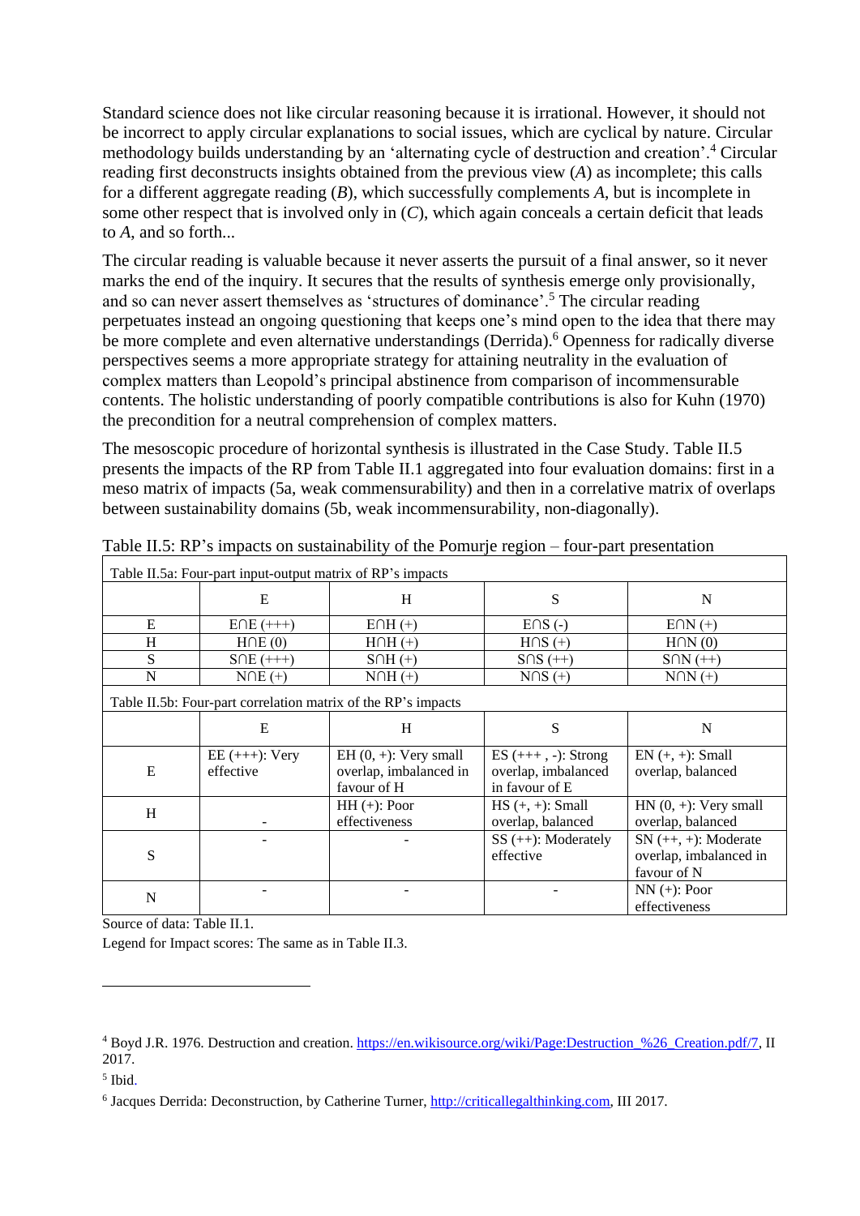Standard science does not like circular reasoning because it is irrational. However, it should not be incorrect to apply circular explanations to social issues, which are cyclical by nature. Circular methodology builds understanding by an 'alternating cycle of destruction and creation'.[4] Circular reading first deconstructs insights obtained from the previous view (*A*) as incomplete; this calls for a different aggregate reading (*B*), which successfully complements *A*, but is incomplete in some other respect that is involved only in (*C*), which again conceals a certain deficit that leads to *A*, and so forth...

The circular reading is valuable because it never asserts the pursuit of a final answer, so it never marks the end of the inquiry. It secures that the results of synthesis emerge only provisionally, and so can never assert themselves as 'structures of dominance'.[5] The circular reading perpetuates instead an ongoing questioning that keeps one's mind open to the idea that there may be more complete and even alternative understandings (Derrida).[6] Openness for radically diverse perspectives seems a more appropriate strategy for attaining neutrality in the evaluation of complex matters than Leopold's principal abstinence from comparison of incommensurable contents. The holistic understanding of poorly compatible contributions is also for Kuhn (1970) the precondition for a neutral comprehension of complex matters.

The mesoscopic procedure of horizontal synthesis is illustrated in the Case Study. Table II.5 presents the impacts of the RP from Table II.1 aggregated into four evaluation domains: first in a meso matrix of impacts (5a, weak commensurability) and then in a correlative matrix of overlaps between sustainability domains (5b, weak incommensurability, non-diagonally).

Table II.5: RP's impacts on sustainability of the Pomurje region – four-part presentation

Table II.5a: Four-part input-output matrix of RP's impacts

| | E | H | S | N |
|---|---|---|---|---|
| E | E∩E (+++) | E∩H (+) | E∩S (-) | E∩N (+) |
| H | H∩E (0) | H∩H (+) | H∩S (+) | H∩N (0) |
| S | S∩E (+++) | S∩H (+) | S∩S (++) | S∩N (++) |
| N | N∩E (+) | N∩H (+) | N∩S (+) | N∩N (+) |

Table II.5b: Four-part correlation matrix of the RP's impacts

| | E | H | S | N |
|---|---|---|---|---|
| E | EE (+++): Very effective | EH (0, +): Very small overlap, imbalanced in favour of H | ES (+++ , -): Strong overlap, imbalanced in favour of E | EN (+, +): Small overlap, balanced |
| H | - | HH (+): Poor effectiveness | HS (+, +): Small overlap, balanced | HN (0, +): Very small overlap, balanced |
| S | - | - | SS (++): Moderately effective | SN (++, +): Moderate overlap, imbalanced in favour of N |
| N | - | - | - | NN (+): Poor effectiveness |

Source of data: Table II.1.

Legend for Impact scores: The same as in Table II.3.

[4] Boyd J.R. 1976. Destruction and creation. https://en.wikisource.org/wiki/Page:Destruction_%26_Creation.pdf/7, II 2017.

[5] Ibid.

[6] Jacques Derrida: Deconstruction, by Catherine Turner, http://criticallegalthinking.com, III 2017.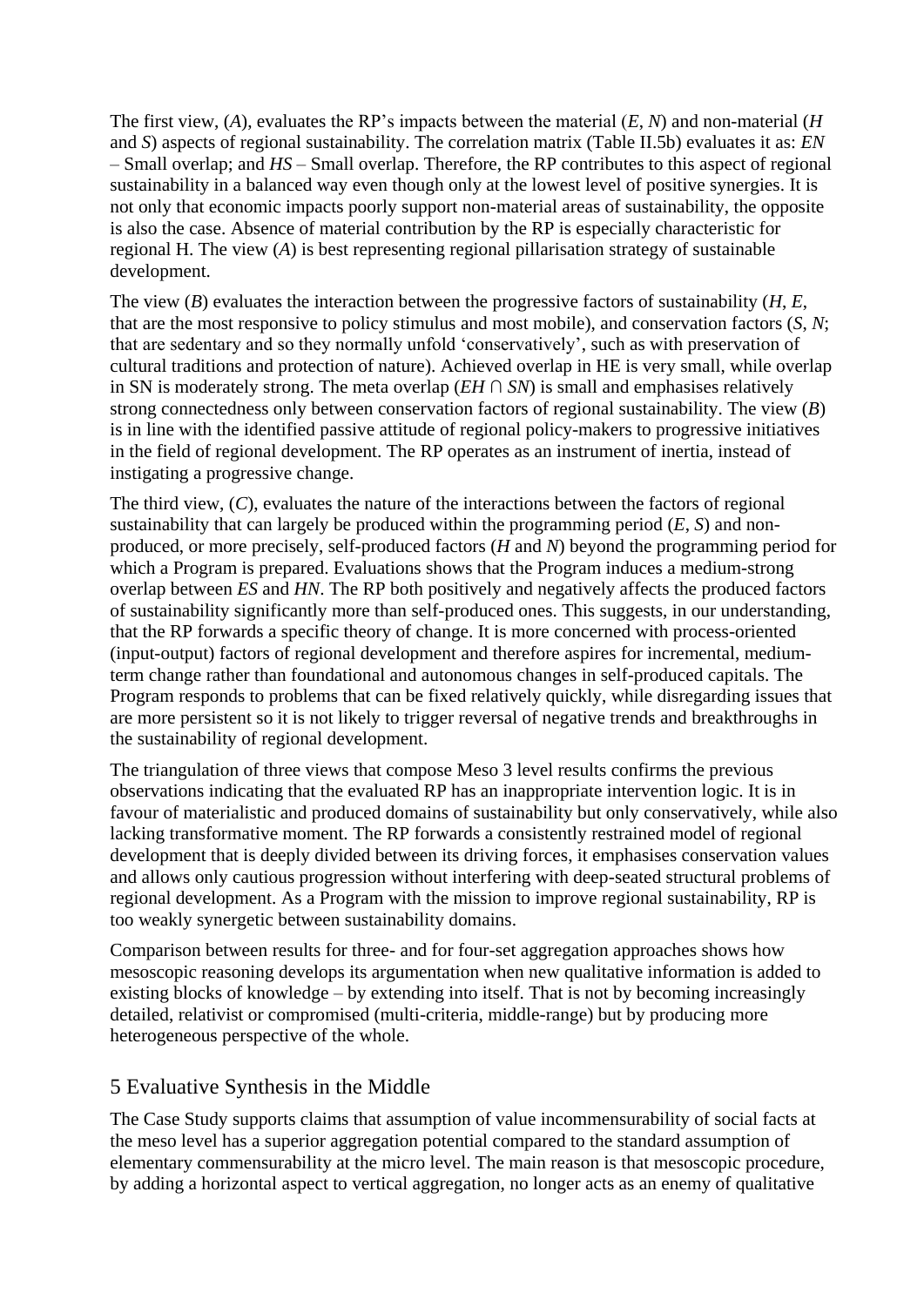The first view, (*A*), evaluates the RP's impacts between the material (*E*, *N*) and non-material (*H* and *S*) aspects of regional sustainability. The correlation matrix (Table II.5b) evaluates it as: *EN* – Small overlap; and *HS* – Small overlap. Therefore, the RP contributes to this aspect of regional sustainability in a balanced way even though only at the lowest level of positive synergies. It is not only that economic impacts poorly support non-material areas of sustainability, the opposite is also the case. Absence of material contribution by the RP is especially characteristic for regional H. The view (*A*) is best representing regional pillarisation strategy of sustainable development.

The view (*B*) evaluates the interaction between the progressive factors of sustainability (*H*, *E*, that are the most responsive to policy stimulus and most mobile), and conservation factors (*S*, *N*; that are sedentary and so they normally unfold 'conservatively', such as with preservation of cultural traditions and protection of nature). Achieved overlap in HE is very small, while overlap in SN is moderately strong. The meta overlap ($EH \cap SN$) is small and emphasises relatively strong connectedness only between conservation factors of regional sustainability. The view (*B*) is in line with the identified passive attitude of regional policy-makers to progressive initiatives in the field of regional development. The RP operates as an instrument of inertia, instead of instigating a progressive change.

The third view, (*C*), evaluates the nature of the interactions between the factors of regional sustainability that can largely be produced within the programming period (*E*, *S*) and non-produced, or more precisely, self-produced factors (*H* and *N*) beyond the programming period for which a Program is prepared. Evaluations shows that the Program induces a medium-strong overlap between *ES* and *HN*. The RP both positively and negatively affects the produced factors of sustainability significantly more than self-produced ones. This suggests, in our understanding, that the RP forwards a specific theory of change. It is more concerned with process-oriented (input-output) factors of regional development and therefore aspires for incremental, medium-term change rather than foundational and autonomous changes in self-produced capitals. The Program responds to problems that can be fixed relatively quickly, while disregarding issues that are more persistent so it is not likely to trigger reversal of negative trends and breakthroughs in the sustainability of regional development.

The triangulation of three views that compose Meso 3 level results confirms the previous observations indicating that the evaluated RP has an inappropriate intervention logic. It is in favour of materialistic and produced domains of sustainability but only conservatively, while also lacking transformative moment. The RP forwards a consistently restrained model of regional development that is deeply divided between its driving forces, it emphasises conservation values and allows only cautious progression without interfering with deep-seated structural problems of regional development. As a Program with the mission to improve regional sustainability, RP is too weakly synergetic between sustainability domains.

Comparison between results for three- and for four-set aggregation approaches shows how mesoscopic reasoning develops its argumentation when new qualitative information is added to existing blocks of knowledge – by extending into itself. That is not by becoming increasingly detailed, relativist or compromised (multi-criteria, middle-range) but by producing more heterogeneous perspective of the whole.

## 5 Evaluative Synthesis in the Middle

The Case Study supports claims that assumption of value incommensurability of social facts at the meso level has a superior aggregation potential compared to the standard assumption of elementary commensurability at the micro level. The main reason is that mesoscopic procedure, by adding a horizontal aspect to vertical aggregation, no longer acts as an enemy of qualitative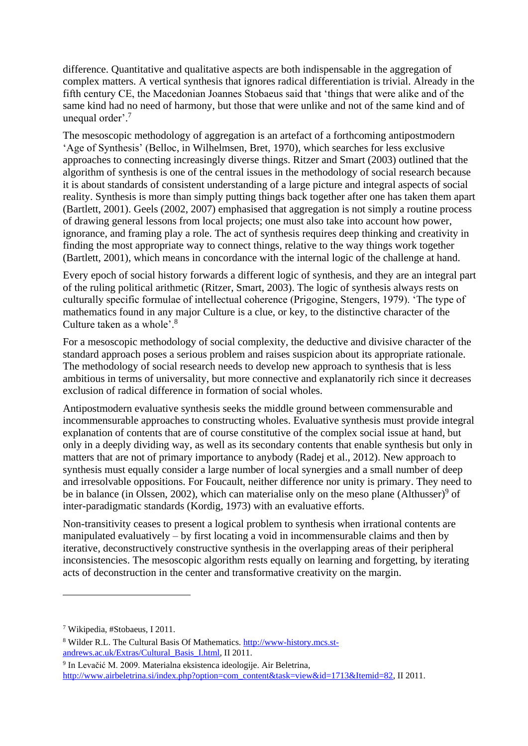difference. Quantitative and qualitative aspects are both indispensable in the aggregation of complex matters. A vertical synthesis that ignores radical differentiation is trivial. Already in the fifth century CE, the Macedonian Joannes Stobaeus said that 'things that were alike and of the same kind had no need of harmony, but those that were unlike and not of the same kind and of unequal order'.[7]

The mesoscopic methodology of aggregation is an artefact of a forthcoming antipostmodern 'Age of Synthesis' (Belloc, in Wilhelmsen, Bret, 1970), which searches for less exclusive approaches to connecting increasingly diverse things. Ritzer and Smart (2003) outlined that the algorithm of synthesis is one of the central issues in the methodology of social research because it is about standards of consistent understanding of a large picture and integral aspects of social reality. Synthesis is more than simply putting things back together after one has taken them apart (Bartlett, 2001). Geels (2002, 2007) emphasised that aggregation is not simply a routine process of drawing general lessons from local projects; one must also take into account how power, ignorance, and framing play a role. The act of synthesis requires deep thinking and creativity in finding the most appropriate way to connect things, relative to the way things work together (Bartlett, 2001), which means in concordance with the internal logic of the challenge at hand.

Every epoch of social history forwards a different logic of synthesis, and they are an integral part of the ruling political arithmetic (Ritzer, Smart, 2003). The logic of synthesis always rests on culturally specific formulae of intellectual coherence (Prigogine, Stengers, 1979). 'The type of mathematics found in any major Culture is a clue, or key, to the distinctive character of the Culture taken as a whole'.[8]

For a mesoscopic methodology of social complexity, the deductive and divisive character of the standard approach poses a serious problem and raises suspicion about its appropriate rationale. The methodology of social research needs to develop new approach to synthesis that is less ambitious in terms of universality, but more connective and explanatorily rich since it decreases exclusion of radical difference in formation of social wholes.

Antipostmodern evaluative synthesis seeks the middle ground between commensurable and incommensurable approaches to constructing wholes. Evaluative synthesis must provide integral explanation of contents that are of course constitutive of the complex social issue at hand, but only in a deeply dividing way, as well as its secondary contents that enable synthesis but only in matters that are not of primary importance to anybody (Radej et al., 2012). New approach to synthesis must equally consider a large number of local synergies and a small number of deep and irresolvable oppositions. For Foucault, neither difference nor unity is primary. They need to be in balance (in Olssen, 2002), which can materialise only on the meso plane (Althusser)[9] of inter-paradigmatic standards (Kordig, 1973) with an evaluative efforts.

Non-transitivity ceases to present a logical problem to synthesis when irrational contents are manipulated evaluatively – by first locating a void in incommensurable claims and then by iterative, deconstructively constructive synthesis in the overlapping areas of their peripheral inconsistencies. The mesoscopic algorithm rests equally on learning and forgetting, by iterating acts of deconstruction in the center and transformative creativity on the margin.

---

[7] Wikipedia, #Stobaeus, I 2011.

[8] Wilder R.L. The Cultural Basis Of Mathematics. http://www-history.mcs.st-andrews.ac.uk/Extras/Cultural_Basis_I.html, II 2011.

[9] In Levačić M. 2009. Materialna eksistenca ideologije. Air Beletrina, http://www.airbeletrina.si/index.php?option=com_content&task=view&id=1713&Itemid=82, II 2011.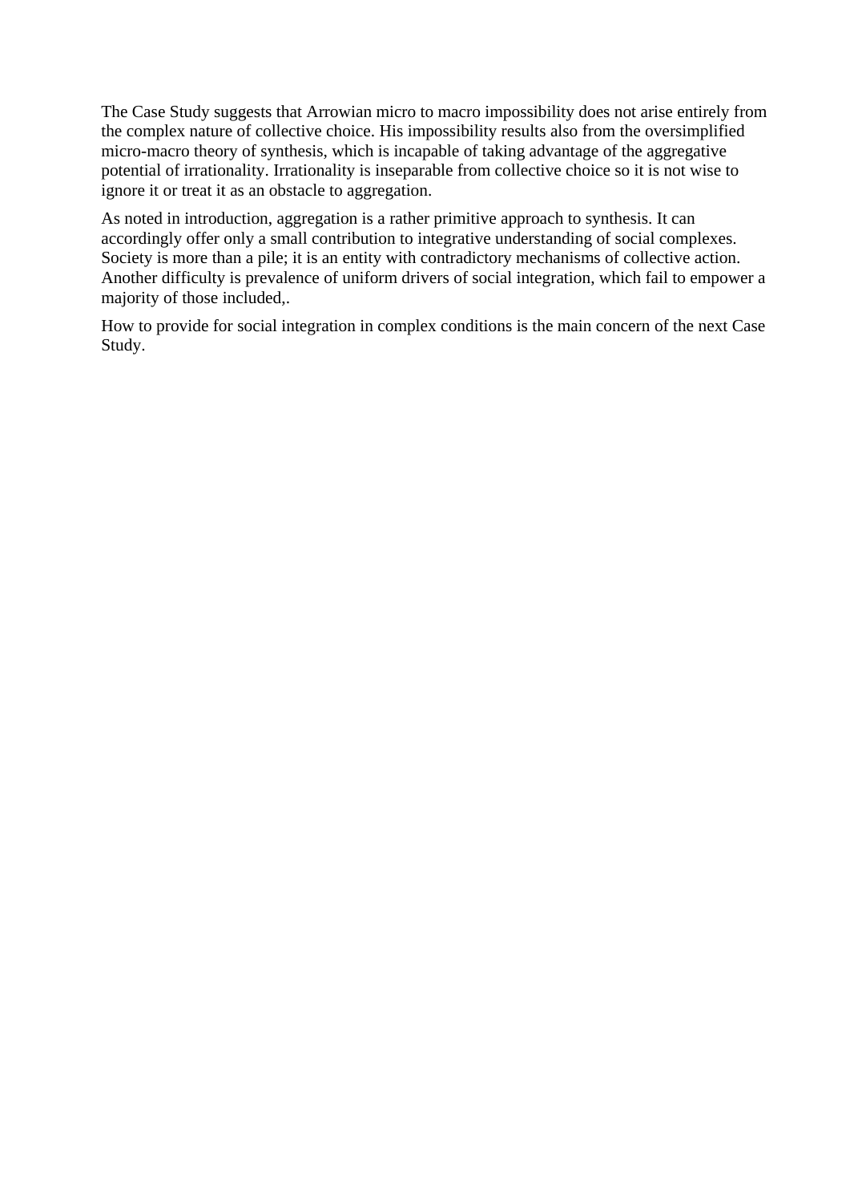The Case Study suggests that Arrowian micro to macro impossibility does not arise entirely from the complex nature of collective choice. His impossibility results also from the oversimplified micro-macro theory of synthesis, which is incapable of taking advantage of the aggregative potential of irrationality. Irrationality is inseparable from collective choice so it is not wise to ignore it or treat it as an obstacle to aggregation.

As noted in introduction, aggregation is a rather primitive approach to synthesis. It can accordingly offer only a small contribution to integrative understanding of social complexes. Society is more than a pile; it is an entity with contradictory mechanisms of collective action. Another difficulty is prevalence of uniform drivers of social integration, which fail to empower a majority of those included,.

How to provide for social integration in complex conditions is the main concern of the next Case Study.